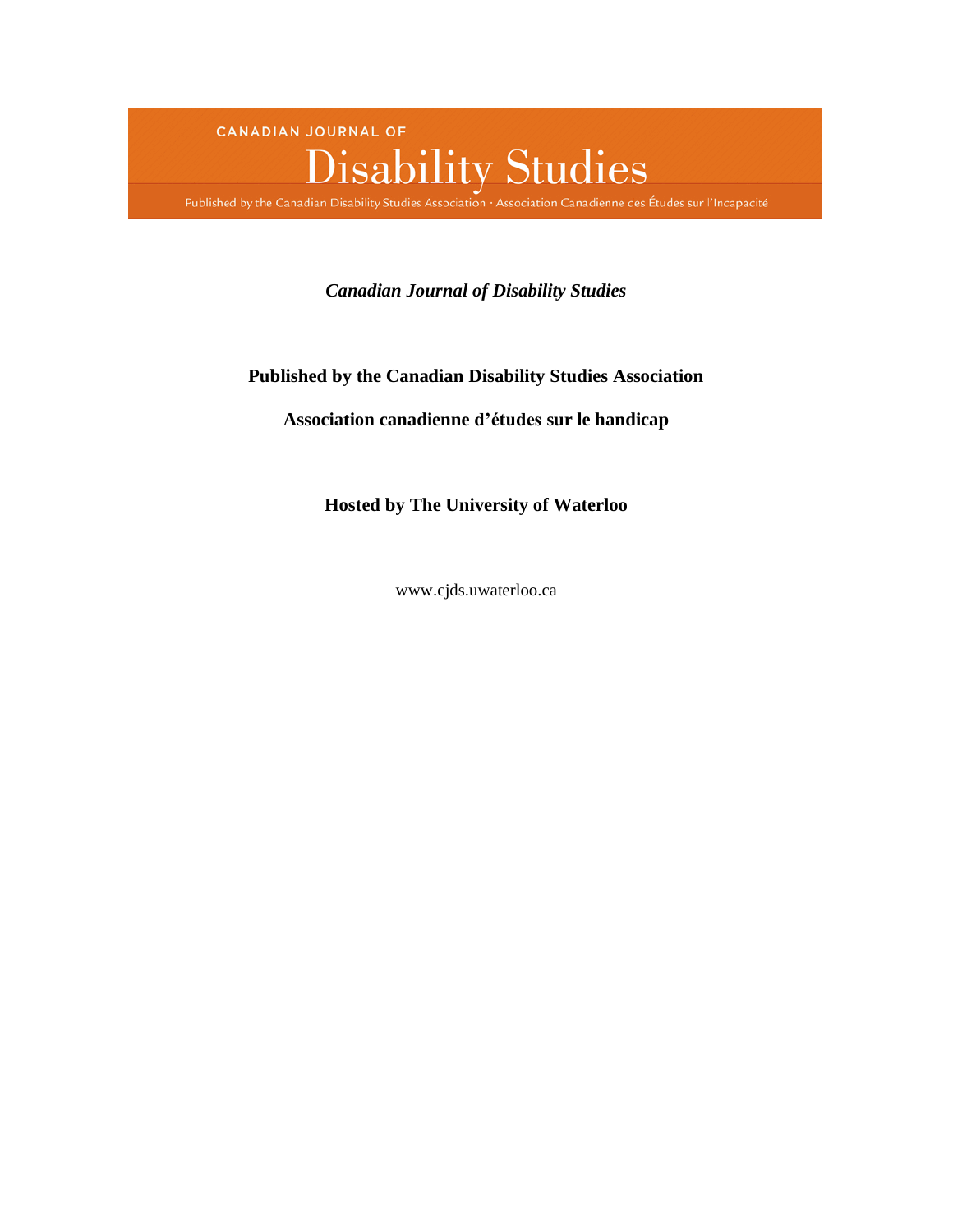CANADIAN JOURNAL OF

# Disability Studies

Published by the Canadian Disability Studies Association · Association Canadienne des Études sur l'Incapacité

***Canadian Journal of Disability Studies***

**Published by the Canadian Disability Studies Association**

**Association canadienne d'études sur le handicap**

**Hosted by The University of Waterloo**

www.cjds.uwaterloo.ca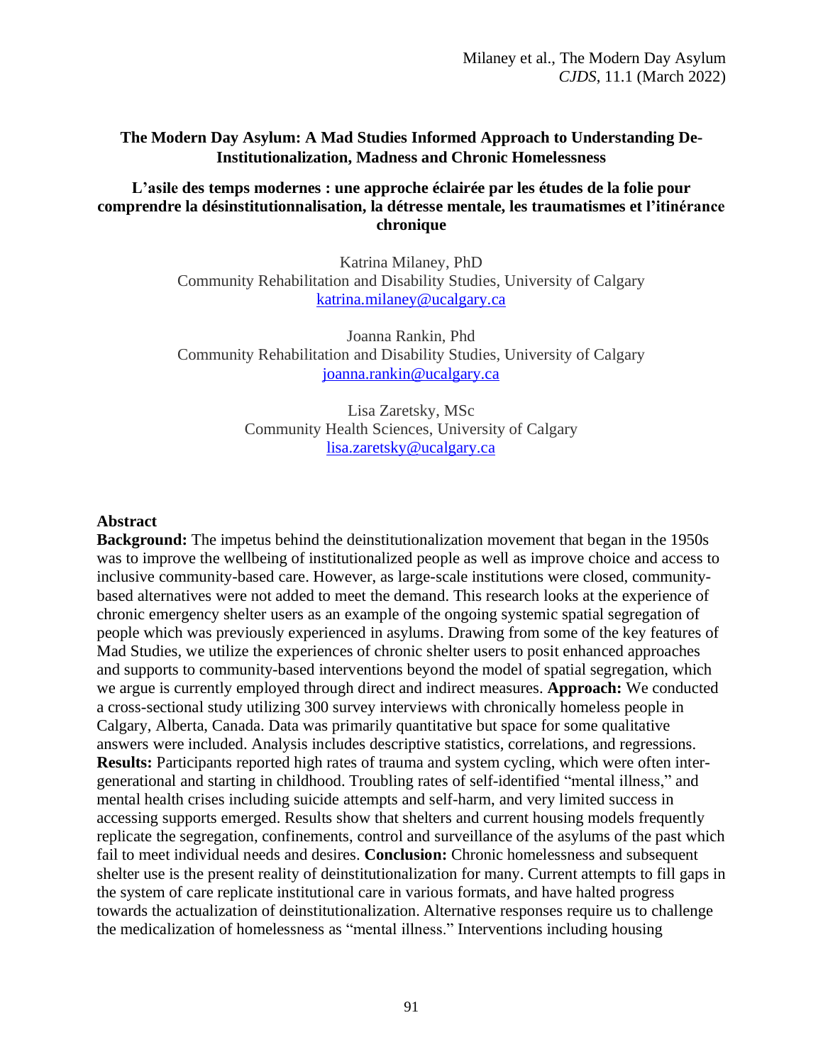# The Modern Day Asylum: A Mad Studies Informed Approach to Understanding De-Institutionalization, Madness and Chronic Homelessness

## L'asile des temps modernes : une approche éclairée par les études de la folie pour comprendre la désinstitutionnalisation, la détresse mentale, les traumatismes et l'itinérance chronique

Katrina Milaney, PhD
Community Rehabilitation and Disability Studies, University of Calgary
katrina.milaney@ucalgary.ca

Joanna Rankin, Phd
Community Rehabilitation and Disability Studies, University of Calgary
joanna.rankin@ucalgary.ca

Lisa Zaretsky, MSc
Community Health Sciences, University of Calgary
lisa.zaretsky@ucalgary.ca

### Abstract

**Background:** The impetus behind the deinstitutionalization movement that began in the 1950s was to improve the wellbeing of institutionalized people as well as improve choice and access to inclusive community-based care. However, as large-scale institutions were closed, community-based alternatives were not added to meet the demand. This research looks at the experience of chronic emergency shelter users as an example of the ongoing systemic spatial segregation of people which was previously experienced in asylums. Drawing from some of the key features of Mad Studies, we utilize the experiences of chronic shelter users to posit enhanced approaches and supports to community-based interventions beyond the model of spatial segregation, which we argue is currently employed through direct and indirect measures. **Approach:** We conducted a cross-sectional study utilizing 300 survey interviews with chronically homeless people in Calgary, Alberta, Canada. Data was primarily quantitative but space for some qualitative answers were included. Analysis includes descriptive statistics, correlations, and regressions. **Results:** Participants reported high rates of trauma and system cycling, which were often inter-generational and starting in childhood. Troubling rates of self-identified "mental illness," and mental health crises including suicide attempts and self-harm, and very limited success in accessing supports emerged. Results show that shelters and current housing models frequently replicate the segregation, confinements, control and surveillance of the asylums of the past which fail to meet individual needs and desires. **Conclusion:** Chronic homelessness and subsequent shelter use is the present reality of deinstitutionalization for many. Current attempts to fill gaps in the system of care replicate institutional care in various formats, and have halted progress towards the actualization of deinstitutionalization. Alternative responses require us to challenge the medicalization of homelessness as "mental illness." Interventions including housing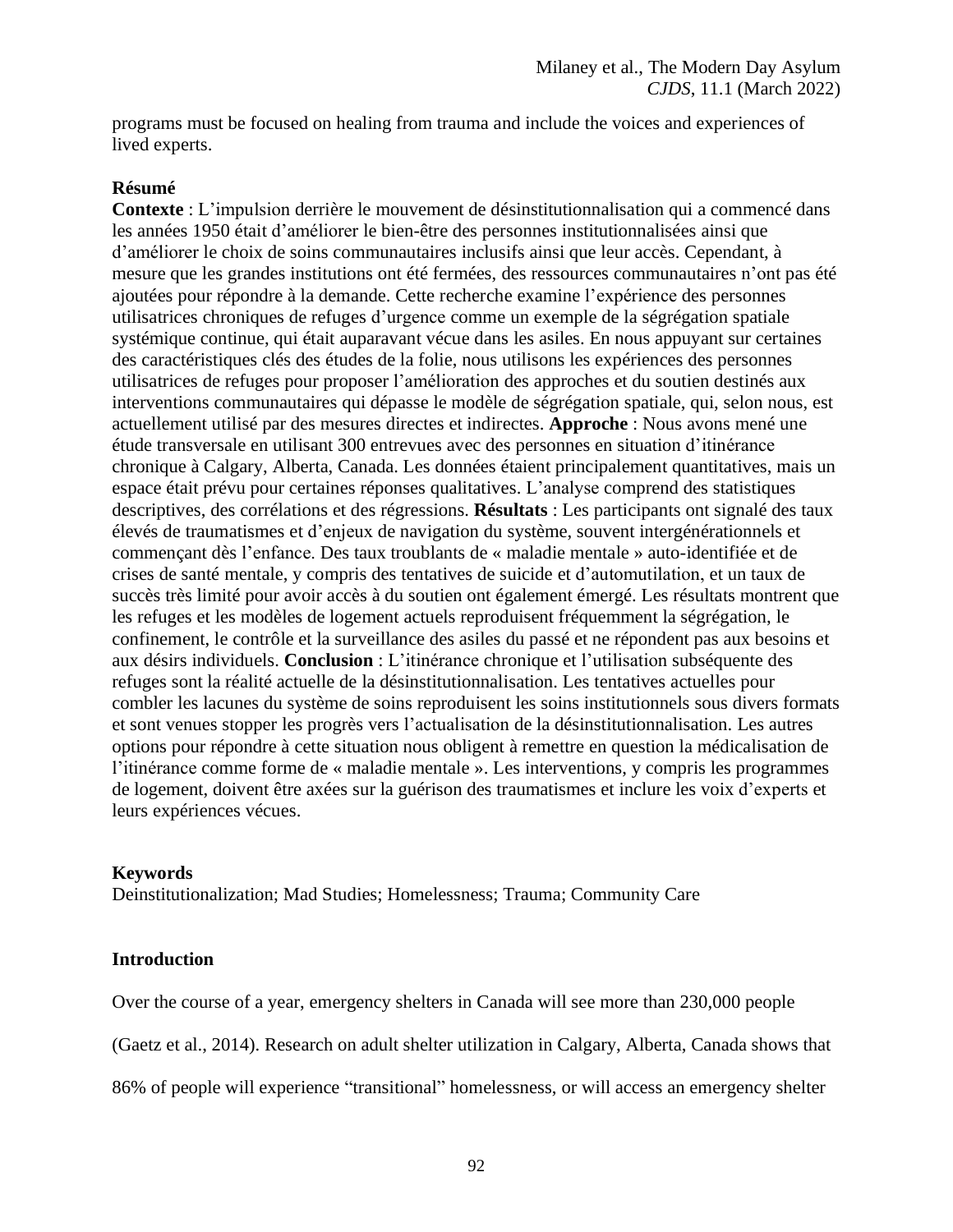programs must be focused on healing from trauma and include the voices and experiences of lived experts.

**Résumé**

**Contexte** : L'impulsion derrière le mouvement de désinstitutionnalisation qui a commencé dans les années 1950 était d'améliorer le bien-être des personnes institutionnalisées ainsi que d'améliorer le choix de soins communautaires inclusifs ainsi que leur accès. Cependant, à mesure que les grandes institutions ont été fermées, des ressources communautaires n'ont pas été ajoutées pour répondre à la demande. Cette recherche examine l'expérience des personnes utilisatrices chroniques de refuges d'urgence comme un exemple de la ségrégation spatiale systémique continue, qui était auparavant vécue dans les asiles. En nous appuyant sur certaines des caractéristiques clés des études de la folie, nous utilisons les expériences des personnes utilisatrices de refuges pour proposer l'amélioration des approches et du soutien destinés aux interventions communautaires qui dépasse le modèle de ségrégation spatiale, qui, selon nous, est actuellement utilisé par des mesures directes et indirectes. **Approche** : Nous avons mené une étude transversale en utilisant 300 entrevues avec des personnes en situation d'itinérance chronique à Calgary, Alberta, Canada. Les données étaient principalement quantitatives, mais un espace était prévu pour certaines réponses qualitatives. L'analyse comprend des statistiques descriptives, des corrélations et des régressions. **Résultats** : Les participants ont signalé des taux élevés de traumatismes et d'enjeux de navigation du système, souvent intergénérationnels et commençant dès l'enfance. Des taux troublants de « maladie mentale » auto-identifiée et de crises de santé mentale, y compris des tentatives de suicide et d'automutilation, et un taux de succès très limité pour avoir accès à du soutien ont également émergé. Les résultats montrent que les refuges et les modèles de logement actuels reproduisent fréquemment la ségrégation, le confinement, le contrôle et la surveillance des asiles du passé et ne répondent pas aux besoins et aux désirs individuels. **Conclusion** : L'itinérance chronique et l'utilisation subséquente des refuges sont la réalité actuelle de la désinstitutionnalisation. Les tentatives actuelles pour combler les lacunes du système de soins reproduisent les soins institutionnels sous divers formats et sont venues stopper les progrès vers l'actualisation de la désinstitutionnalisation. Les autres options pour répondre à cette situation nous obligent à remettre en question la médicalisation de l'itinérance comme forme de « maladie mentale ». Les interventions, y compris les programmes de logement, doivent être axées sur la guérison des traumatismes et inclure les voix d'experts et leurs expériences vécues.

**Keywords**

Deinstitutionalization; Mad Studies; Homelessness; Trauma; Community Care

## Introduction

Over the course of a year, emergency shelters in Canada will see more than 230,000 people (Gaetz et al., 2014). Research on adult shelter utilization in Calgary, Alberta, Canada shows that 86% of people will experience "transitional" homelessness, or will access an emergency shelter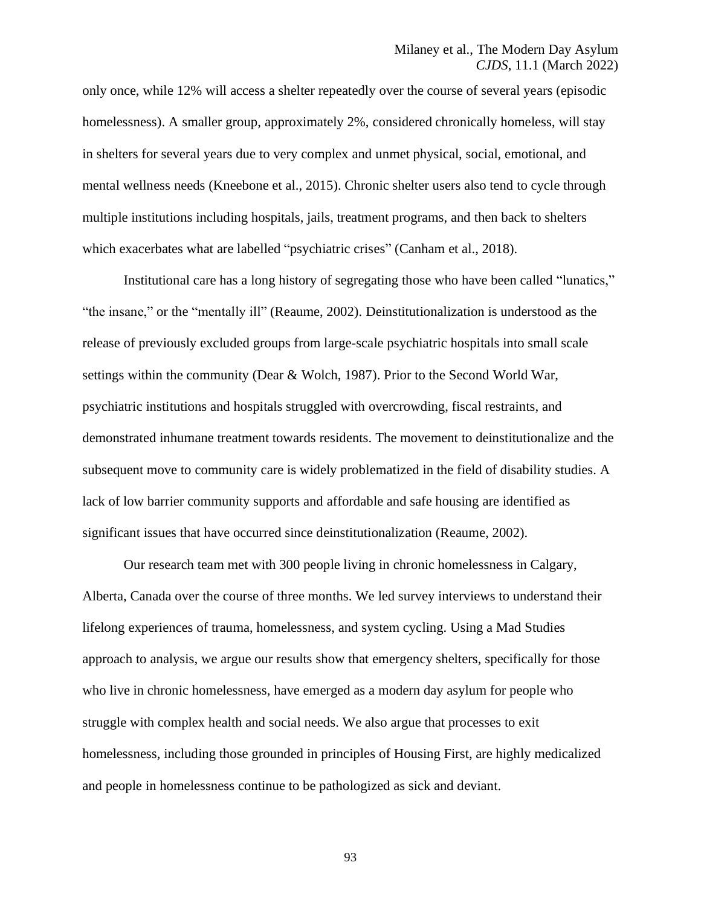only once, while 12% will access a shelter repeatedly over the course of several years (episodic homelessness). A smaller group, approximately 2%, considered chronically homeless, will stay in shelters for several years due to very complex and unmet physical, social, emotional, and mental wellness needs (Kneebone et al., 2015). Chronic shelter users also tend to cycle through multiple institutions including hospitals, jails, treatment programs, and then back to shelters which exacerbates what are labelled "psychiatric crises" (Canham et al., 2018).

Institutional care has a long history of segregating those who have been called "lunatics," "the insane," or the "mentally ill" (Reaume, 2002). Deinstitutionalization is understood as the release of previously excluded groups from large-scale psychiatric hospitals into small scale settings within the community (Dear & Wolch, 1987). Prior to the Second World War, psychiatric institutions and hospitals struggled with overcrowding, fiscal restraints, and demonstrated inhumane treatment towards residents. The movement to deinstitutionalize and the subsequent move to community care is widely problematized in the field of disability studies. A lack of low barrier community supports and affordable and safe housing are identified as significant issues that have occurred since deinstitutionalization (Reaume, 2002).

Our research team met with 300 people living in chronic homelessness in Calgary, Alberta, Canada over the course of three months. We led survey interviews to understand their lifelong experiences of trauma, homelessness, and system cycling. Using a Mad Studies approach to analysis, we argue our results show that emergency shelters, specifically for those who live in chronic homelessness, have emerged as a modern day asylum for people who struggle with complex health and social needs. We also argue that processes to exit homelessness, including those grounded in principles of Housing First, are highly medicalized and people in homelessness continue to be pathologized as sick and deviant.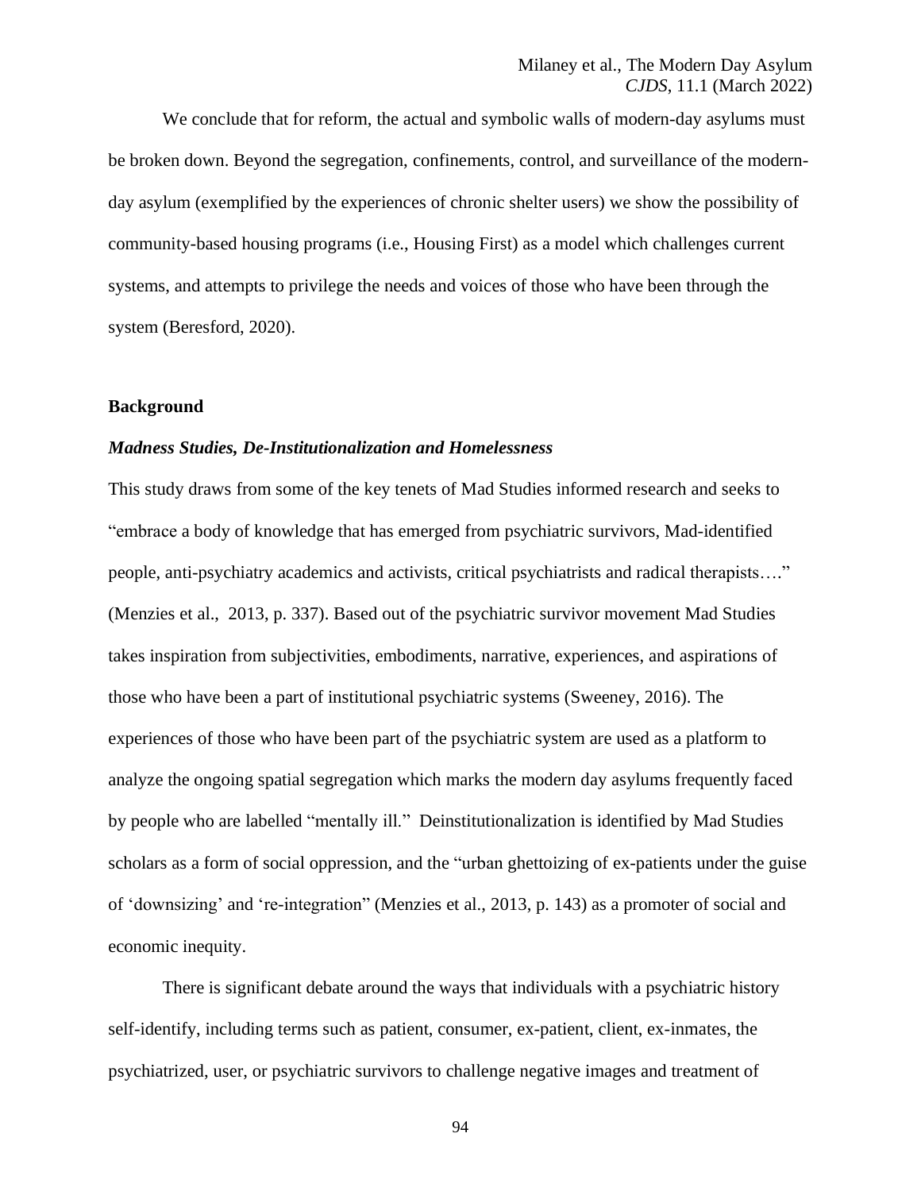We conclude that for reform, the actual and symbolic walls of modern-day asylums must be broken down. Beyond the segregation, confinements, control, and surveillance of the modern-day asylum (exemplified by the experiences of chronic shelter users) we show the possibility of community-based housing programs (i.e., Housing First) as a model which challenges current systems, and attempts to privilege the needs and voices of those who have been through the system (Beresford, 2020).

## Background

### *Madness Studies, De-Institutionalization and Homelessness*

This study draws from some of the key tenets of Mad Studies informed research and seeks to "embrace a body of knowledge that has emerged from psychiatric survivors, Mad-identified people, anti-psychiatry academics and activists, critical psychiatrists and radical therapists…." (Menzies et al., 2013, p. 337). Based out of the psychiatric survivor movement Mad Studies takes inspiration from subjectivities, embodiments, narrative, experiences, and aspirations of those who have been a part of institutional psychiatric systems (Sweeney, 2016). The experiences of those who have been part of the psychiatric system are used as a platform to analyze the ongoing spatial segregation which marks the modern day asylums frequently faced by people who are labelled "mentally ill." Deinstitutionalization is identified by Mad Studies scholars as a form of social oppression, and the "urban ghettoizing of ex-patients under the guise of 'downsizing' and 're-integration" (Menzies et al., 2013, p. 143) as a promoter of social and economic inequity.

There is significant debate around the ways that individuals with a psychiatric history self-identify, including terms such as patient, consumer, ex-patient, client, ex-inmates, the psychiatrized, user, or psychiatric survivors to challenge negative images and treatment of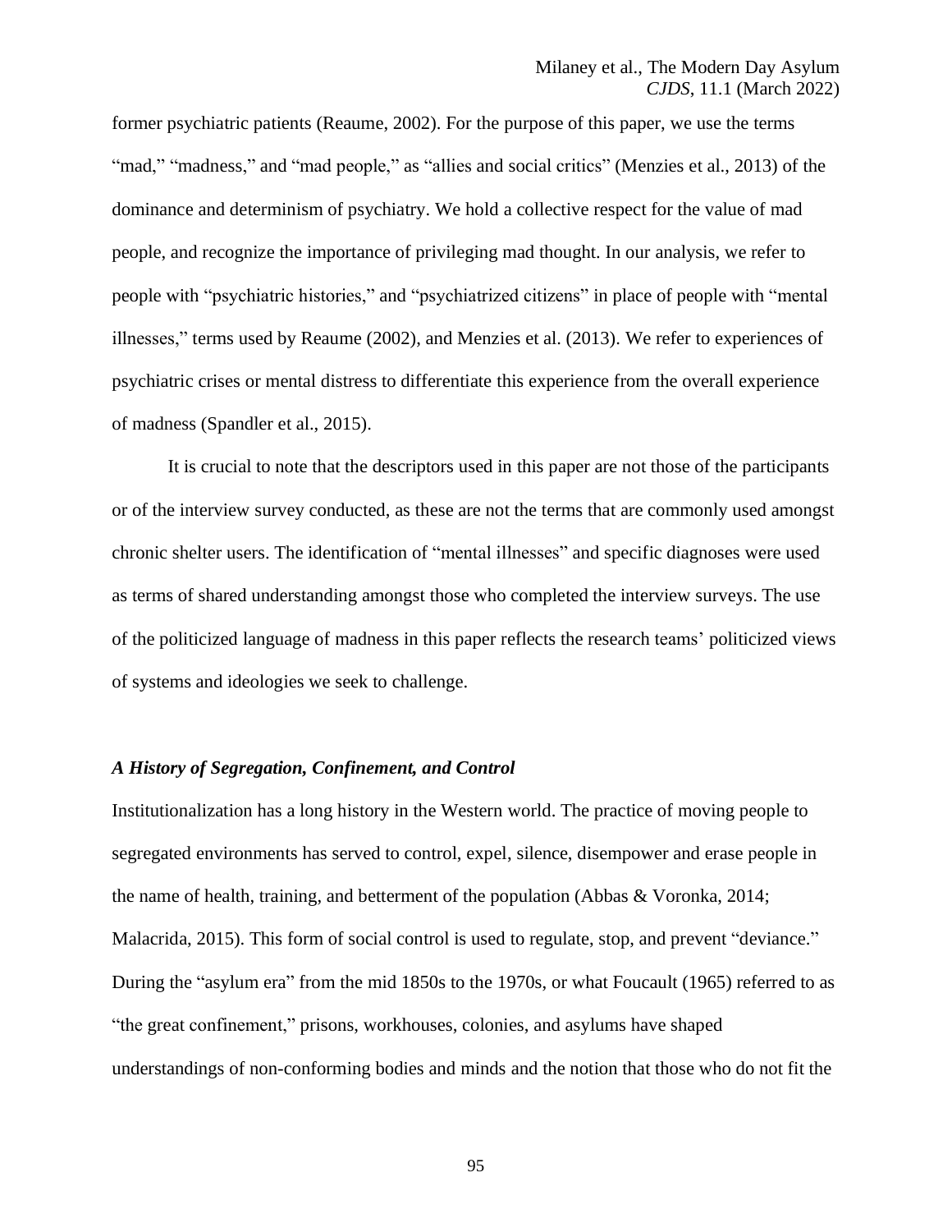former psychiatric patients (Reaume, 2002). For the purpose of this paper, we use the terms "mad," "madness," and "mad people," as "allies and social critics" (Menzies et al., 2013) of the dominance and determinism of psychiatry. We hold a collective respect for the value of mad people, and recognize the importance of privileging mad thought. In our analysis, we refer to people with "psychiatric histories," and "psychiatrized citizens" in place of people with "mental illnesses," terms used by Reaume (2002), and Menzies et al. (2013). We refer to experiences of psychiatric crises or mental distress to differentiate this experience from the overall experience of madness (Spandler et al., 2015).

It is crucial to note that the descriptors used in this paper are not those of the participants or of the interview survey conducted, as these are not the terms that are commonly used amongst chronic shelter users. The identification of "mental illnesses" and specific diagnoses were used as terms of shared understanding amongst those who completed the interview surveys. The use of the politicized language of madness in this paper reflects the research teams' politicized views of systems and ideologies we seek to challenge.

### *A History of Segregation, Confinement, and Control*

Institutionalization has a long history in the Western world. The practice of moving people to segregated environments has served to control, expel, silence, disempower and erase people in the name of health, training, and betterment of the population (Abbas & Voronka, 2014; Malacrida, 2015). This form of social control is used to regulate, stop, and prevent "deviance." During the "asylum era" from the mid 1850s to the 1970s, or what Foucault (1965) referred to as "the great confinement," prisons, workhouses, colonies, and asylums have shaped understandings of non-conforming bodies and minds and the notion that those who do not fit the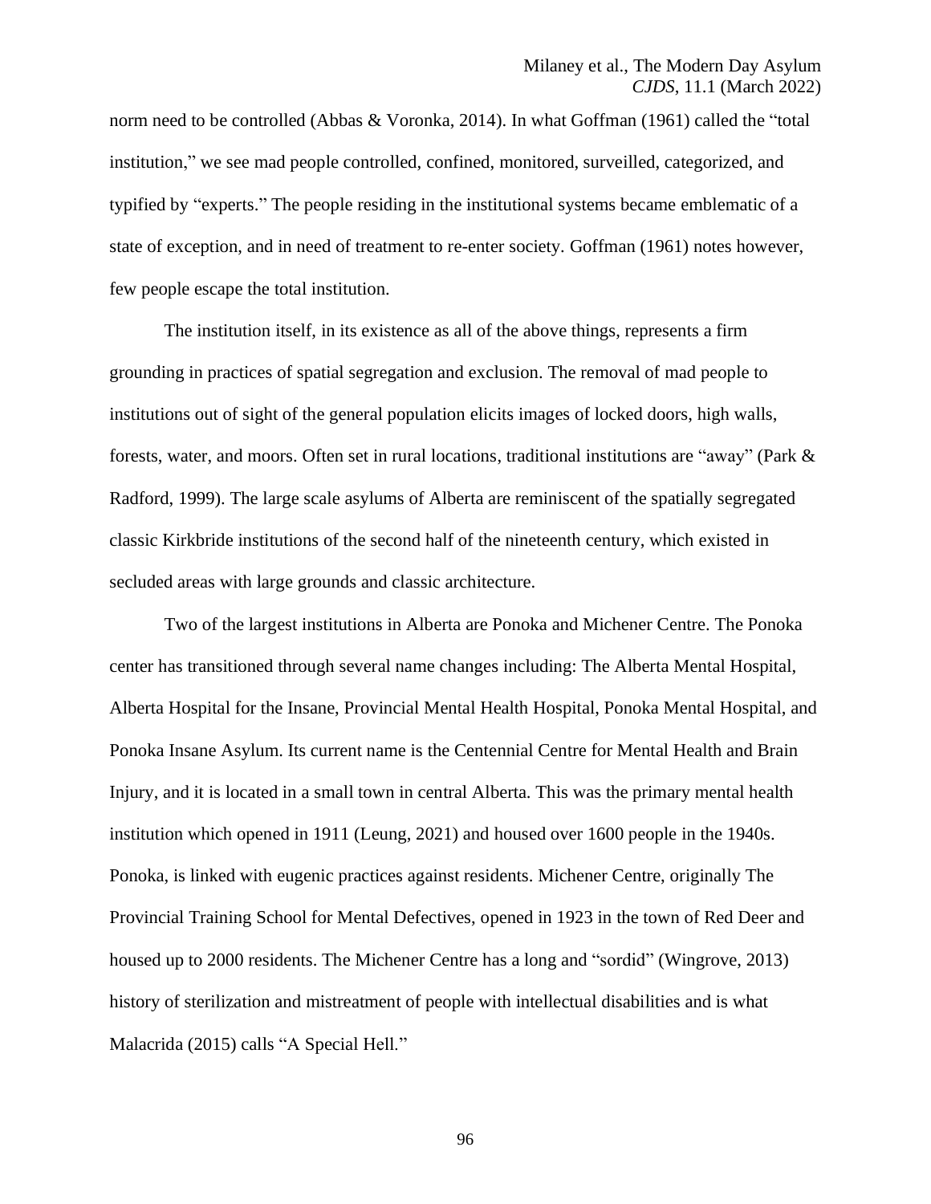norm need to be controlled (Abbas & Voronka, 2014). In what Goffman (1961) called the "total institution," we see mad people controlled, confined, monitored, surveilled, categorized, and typified by "experts." The people residing in the institutional systems became emblematic of a state of exception, and in need of treatment to re-enter society. Goffman (1961) notes however, few people escape the total institution.

The institution itself, in its existence as all of the above things, represents a firm grounding in practices of spatial segregation and exclusion. The removal of mad people to institutions out of sight of the general population elicits images of locked doors, high walls, forests, water, and moors. Often set in rural locations, traditional institutions are "away" (Park & Radford, 1999). The large scale asylums of Alberta are reminiscent of the spatially segregated classic Kirkbride institutions of the second half of the nineteenth century, which existed in secluded areas with large grounds and classic architecture.

Two of the largest institutions in Alberta are Ponoka and Michener Centre. The Ponoka center has transitioned through several name changes including: The Alberta Mental Hospital, Alberta Hospital for the Insane, Provincial Mental Health Hospital, Ponoka Mental Hospital, and Ponoka Insane Asylum. Its current name is the Centennial Centre for Mental Health and Brain Injury, and it is located in a small town in central Alberta. This was the primary mental health institution which opened in 1911 (Leung, 2021) and housed over 1600 people in the 1940s. Ponoka, is linked with eugenic practices against residents. Michener Centre, originally The Provincial Training School for Mental Defectives, opened in 1923 in the town of Red Deer and housed up to 2000 residents. The Michener Centre has a long and "sordid" (Wingrove, 2013) history of sterilization and mistreatment of people with intellectual disabilities and is what Malacrida (2015) calls "A Special Hell."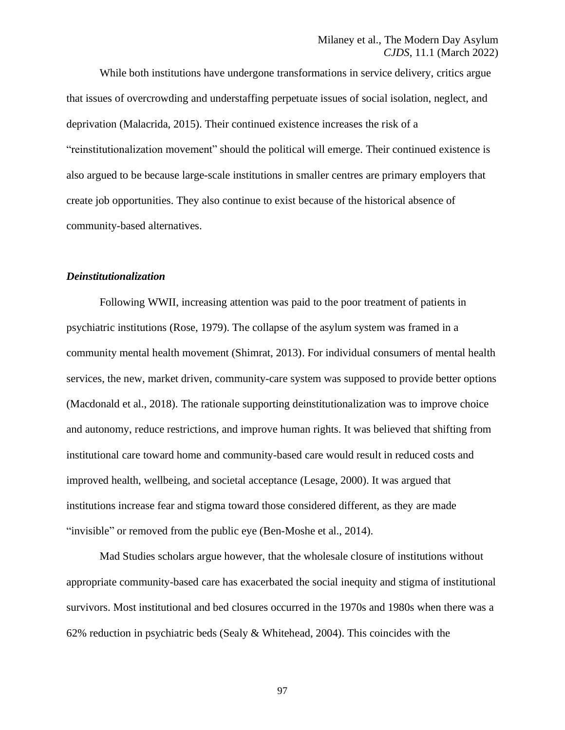While both institutions have undergone transformations in service delivery, critics argue that issues of overcrowding and understaffing perpetuate issues of social isolation, neglect, and deprivation (Malacrida, 2015). Their continued existence increases the risk of a "reinstitutionalization movement" should the political will emerge. Their continued existence is also argued to be because large-scale institutions in smaller centres are primary employers that create job opportunities. They also continue to exist because of the historical absence of community-based alternatives.

### *Deinstitutionalization*

Following WWII, increasing attention was paid to the poor treatment of patients in psychiatric institutions (Rose, 1979). The collapse of the asylum system was framed in a community mental health movement (Shimrat, 2013). For individual consumers of mental health services, the new, market driven, community-care system was supposed to provide better options (Macdonald et al., 2018). The rationale supporting deinstitutionalization was to improve choice and autonomy, reduce restrictions, and improve human rights. It was believed that shifting from institutional care toward home and community-based care would result in reduced costs and improved health, wellbeing, and societal acceptance (Lesage, 2000). It was argued that institutions increase fear and stigma toward those considered different, as they are made "invisible" or removed from the public eye (Ben-Moshe et al., 2014).

Mad Studies scholars argue however, that the wholesale closure of institutions without appropriate community-based care has exacerbated the social inequity and stigma of institutional survivors. Most institutional and bed closures occurred in the 1970s and 1980s when there was a 62% reduction in psychiatric beds (Sealy & Whitehead, 2004). This coincides with the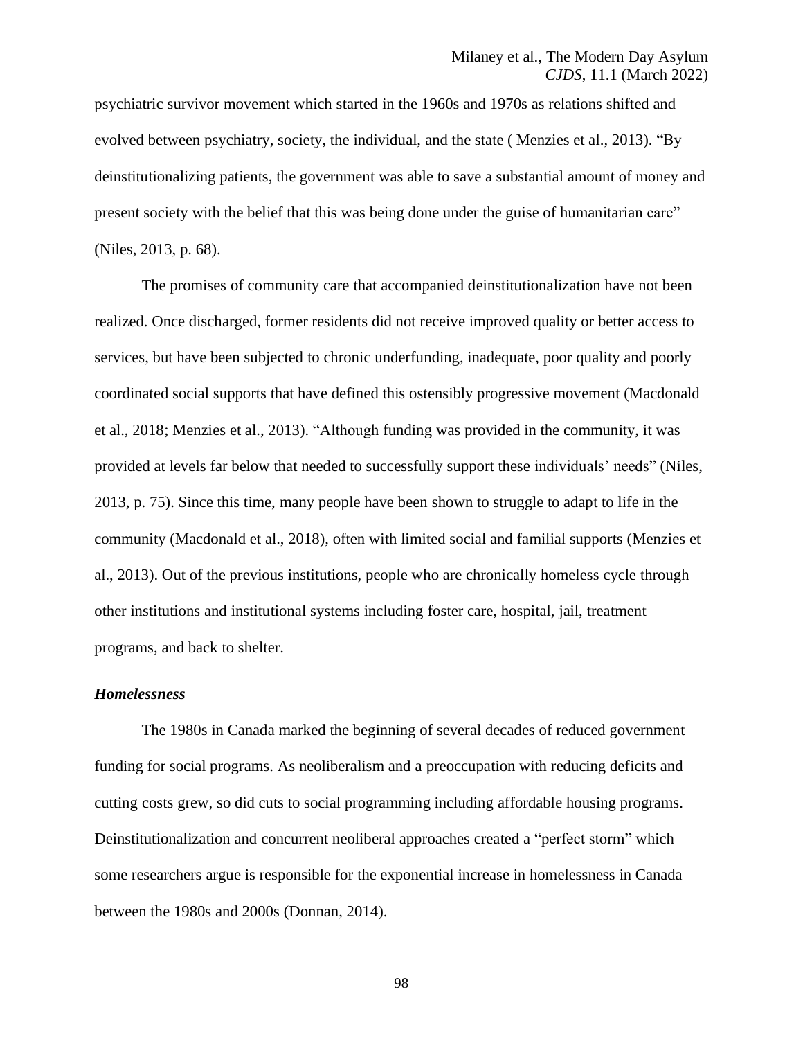psychiatric survivor movement which started in the 1960s and 1970s as relations shifted and evolved between psychiatry, society, the individual, and the state ( Menzies et al., 2013). "By deinstitutionalizing patients, the government was able to save a substantial amount of money and present society with the belief that this was being done under the guise of humanitarian care" (Niles, 2013, p. 68).

The promises of community care that accompanied deinstitutionalization have not been realized. Once discharged, former residents did not receive improved quality or better access to services, but have been subjected to chronic underfunding, inadequate, poor quality and poorly coordinated social supports that have defined this ostensibly progressive movement (Macdonald et al., 2018; Menzies et al., 2013). "Although funding was provided in the community, it was provided at levels far below that needed to successfully support these individuals' needs" (Niles, 2013, p. 75). Since this time, many people have been shown to struggle to adapt to life in the community (Macdonald et al., 2018), often with limited social and familial supports (Menzies et al., 2013). Out of the previous institutions, people who are chronically homeless cycle through other institutions and institutional systems including foster care, hospital, jail, treatment programs, and back to shelter.

### *Homelessness*

The 1980s in Canada marked the beginning of several decades of reduced government funding for social programs. As neoliberalism and a preoccupation with reducing deficits and cutting costs grew, so did cuts to social programming including affordable housing programs. Deinstitutionalization and concurrent neoliberal approaches created a "perfect storm" which some researchers argue is responsible for the exponential increase in homelessness in Canada between the 1980s and 2000s (Donnan, 2014).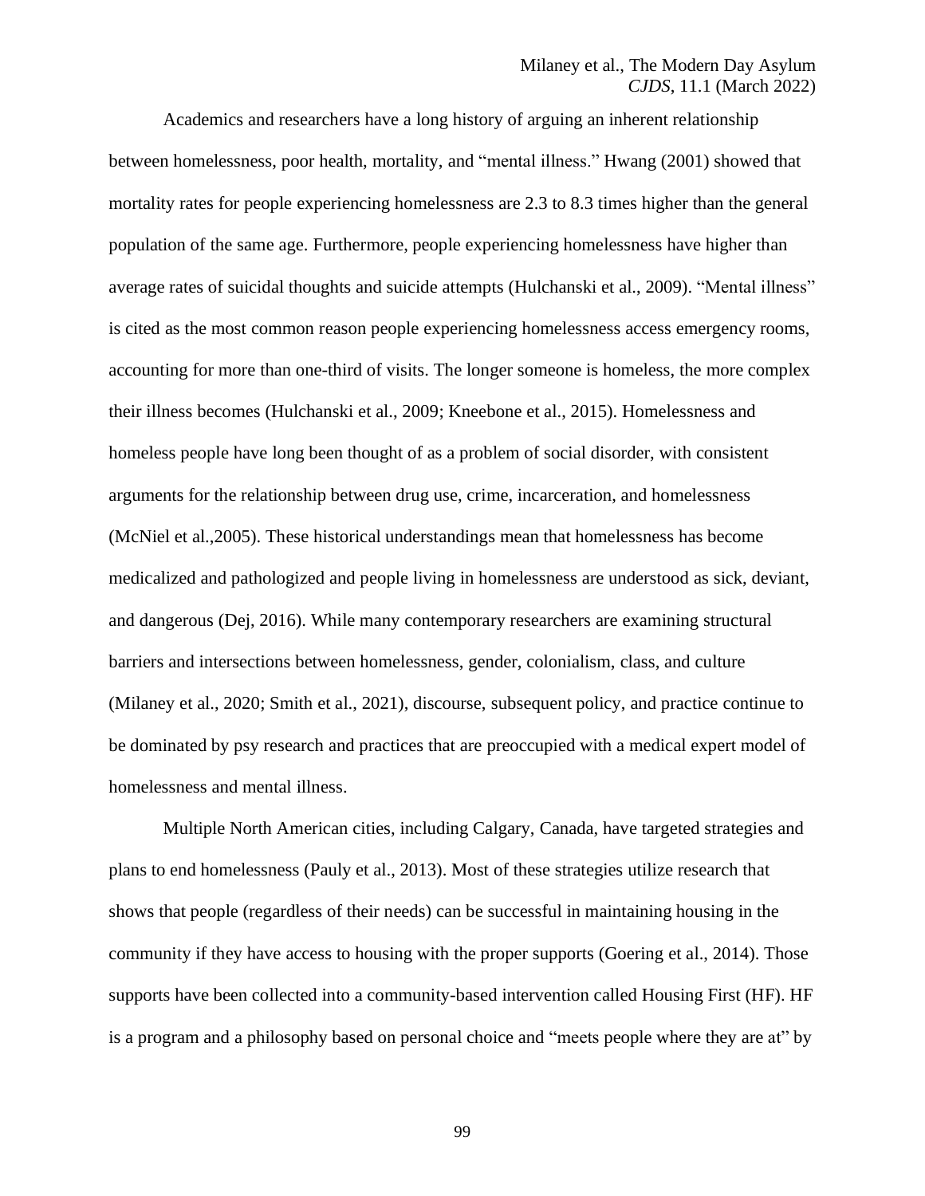Academics and researchers have a long history of arguing an inherent relationship between homelessness, poor health, mortality, and "mental illness." Hwang (2001) showed that mortality rates for people experiencing homelessness are 2.3 to 8.3 times higher than the general population of the same age. Furthermore, people experiencing homelessness have higher than average rates of suicidal thoughts and suicide attempts (Hulchanski et al., 2009). "Mental illness" is cited as the most common reason people experiencing homelessness access emergency rooms, accounting for more than one-third of visits. The longer someone is homeless, the more complex their illness becomes (Hulchanski et al., 2009; Kneebone et al., 2015). Homelessness and homeless people have long been thought of as a problem of social disorder, with consistent arguments for the relationship between drug use, crime, incarceration, and homelessness (McNiel et al.,2005). These historical understandings mean that homelessness has become medicalized and pathologized and people living in homelessness are understood as sick, deviant, and dangerous (Dej, 2016). While many contemporary researchers are examining structural barriers and intersections between homelessness, gender, colonialism, class, and culture (Milaney et al., 2020; Smith et al., 2021), discourse, subsequent policy, and practice continue to be dominated by psy research and practices that are preoccupied with a medical expert model of homelessness and mental illness.

Multiple North American cities, including Calgary, Canada, have targeted strategies and plans to end homelessness (Pauly et al., 2013). Most of these strategies utilize research that shows that people (regardless of their needs) can be successful in maintaining housing in the community if they have access to housing with the proper supports (Goering et al., 2014). Those supports have been collected into a community-based intervention called Housing First (HF). HF is a program and a philosophy based on personal choice and "meets people where they are at" by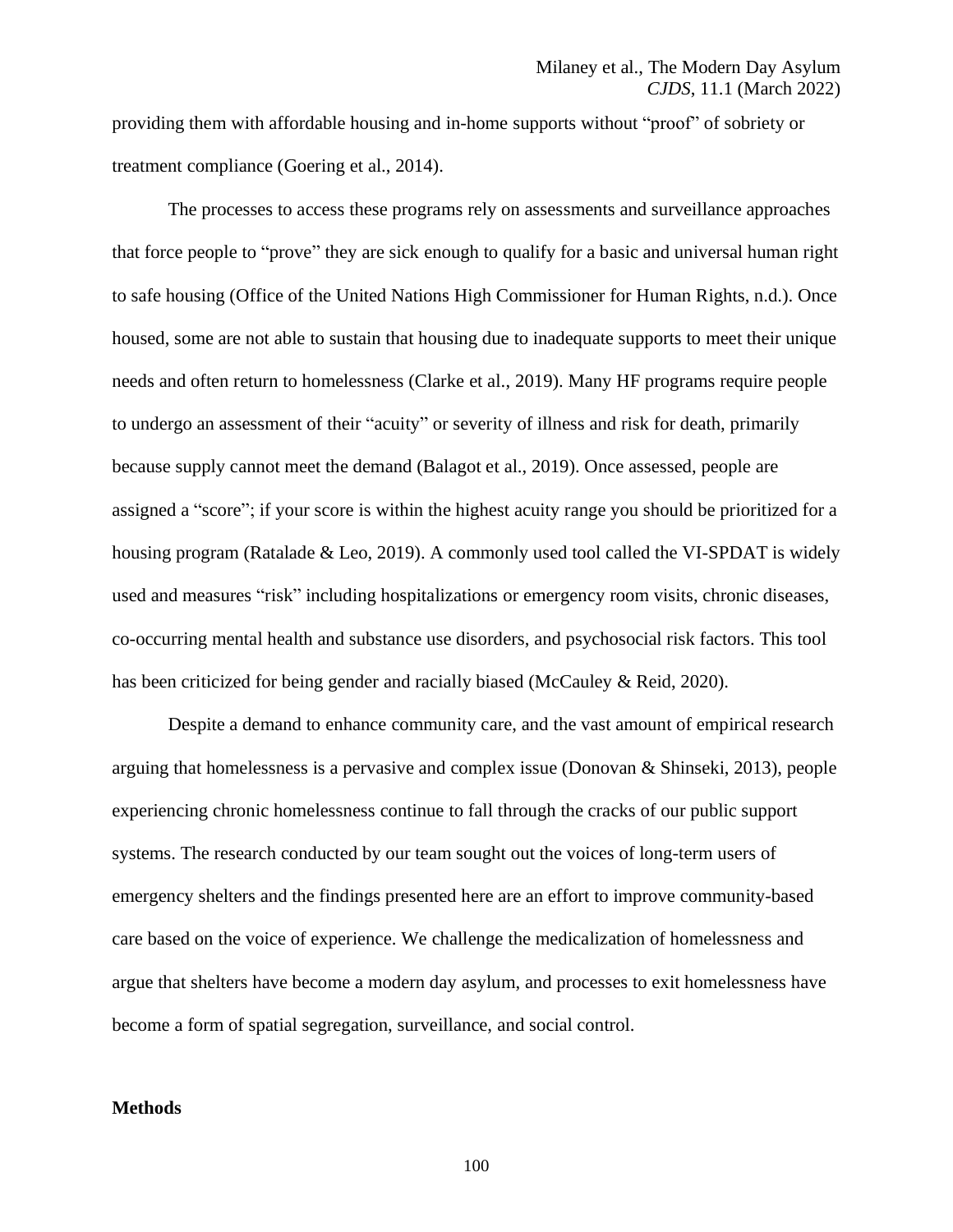providing them with affordable housing and in-home supports without "proof" of sobriety or treatment compliance (Goering et al., 2014).

The processes to access these programs rely on assessments and surveillance approaches that force people to "prove" they are sick enough to qualify for a basic and universal human right to safe housing (Office of the United Nations High Commissioner for Human Rights, n.d.). Once housed, some are not able to sustain that housing due to inadequate supports to meet their unique needs and often return to homelessness (Clarke et al., 2019). Many HF programs require people to undergo an assessment of their "acuity" or severity of illness and risk for death, primarily because supply cannot meet the demand (Balagot et al., 2019). Once assessed, people are assigned a "score"; if your score is within the highest acuity range you should be prioritized for a housing program (Ratalade & Leo, 2019). A commonly used tool called the VI-SPDAT is widely used and measures "risk" including hospitalizations or emergency room visits, chronic diseases, co-occurring mental health and substance use disorders, and psychosocial risk factors. This tool has been criticized for being gender and racially biased (McCauley & Reid, 2020).

Despite a demand to enhance community care, and the vast amount of empirical research arguing that homelessness is a pervasive and complex issue (Donovan & Shinseki, 2013), people experiencing chronic homelessness continue to fall through the cracks of our public support systems. The research conducted by our team sought out the voices of long-term users of emergency shelters and the findings presented here are an effort to improve community-based care based on the voice of experience. We challenge the medicalization of homelessness and argue that shelters have become a modern day asylum, and processes to exit homelessness have become a form of spatial segregation, surveillance, and social control.

## Methods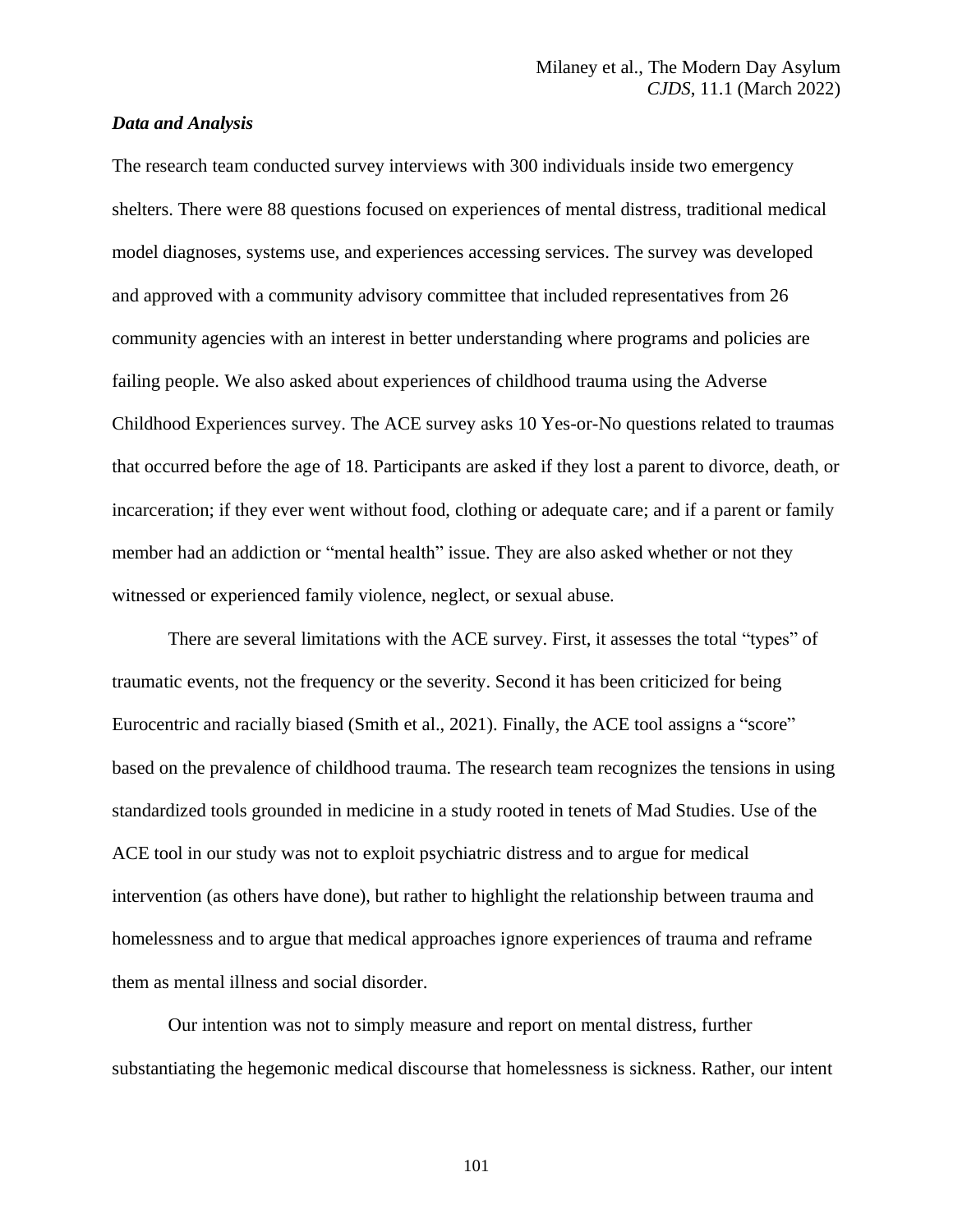### *Data and Analysis*

The research team conducted survey interviews with 300 individuals inside two emergency shelters. There were 88 questions focused on experiences of mental distress, traditional medical model diagnoses, systems use, and experiences accessing services. The survey was developed and approved with a community advisory committee that included representatives from 26 community agencies with an interest in better understanding where programs and policies are failing people. We also asked about experiences of childhood trauma using the Adverse Childhood Experiences survey. The ACE survey asks 10 Yes-or-No questions related to traumas that occurred before the age of 18. Participants are asked if they lost a parent to divorce, death, or incarceration; if they ever went without food, clothing or adequate care; and if a parent or family member had an addiction or "mental health" issue. They are also asked whether or not they witnessed or experienced family violence, neglect, or sexual abuse.

There are several limitations with the ACE survey. First, it assesses the total "types" of traumatic events, not the frequency or the severity. Second it has been criticized for being Eurocentric and racially biased (Smith et al., 2021). Finally, the ACE tool assigns a "score" based on the prevalence of childhood trauma. The research team recognizes the tensions in using standardized tools grounded in medicine in a study rooted in tenets of Mad Studies. Use of the ACE tool in our study was not to exploit psychiatric distress and to argue for medical intervention (as others have done), but rather to highlight the relationship between trauma and homelessness and to argue that medical approaches ignore experiences of trauma and reframe them as mental illness and social disorder.

Our intention was not to simply measure and report on mental distress, further substantiating the hegemonic medical discourse that homelessness is sickness. Rather, our intent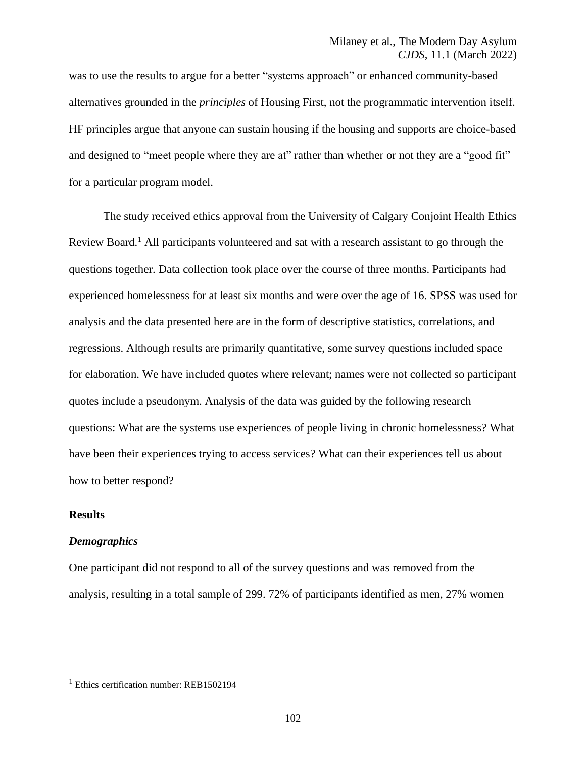was to use the results to argue for a better "systems approach" or enhanced community-based alternatives grounded in the *principles* of Housing First, not the programmatic intervention itself. HF principles argue that anyone can sustain housing if the housing and supports are choice-based and designed to "meet people where they are at" rather than whether or not they are a "good fit" for a particular program model.

The study received ethics approval from the University of Calgary Conjoint Health Ethics Review Board.[1] All participants volunteered and sat with a research assistant to go through the questions together. Data collection took place over the course of three months. Participants had experienced homelessness for at least six months and were over the age of 16. SPSS was used for analysis and the data presented here are in the form of descriptive statistics, correlations, and regressions. Although results are primarily quantitative, some survey questions included space for elaboration. We have included quotes where relevant; names were not collected so participant quotes include a pseudonym. Analysis of the data was guided by the following research questions: What are the systems use experiences of people living in chronic homelessness? What have been their experiences trying to access services? What can their experiences tell us about how to better respond?

## Results

### *Demographics*

One participant did not respond to all of the survey questions and was removed from the analysis, resulting in a total sample of 299. 72% of participants identified as men, 27% women

[1] Ethics certification number: REB1502194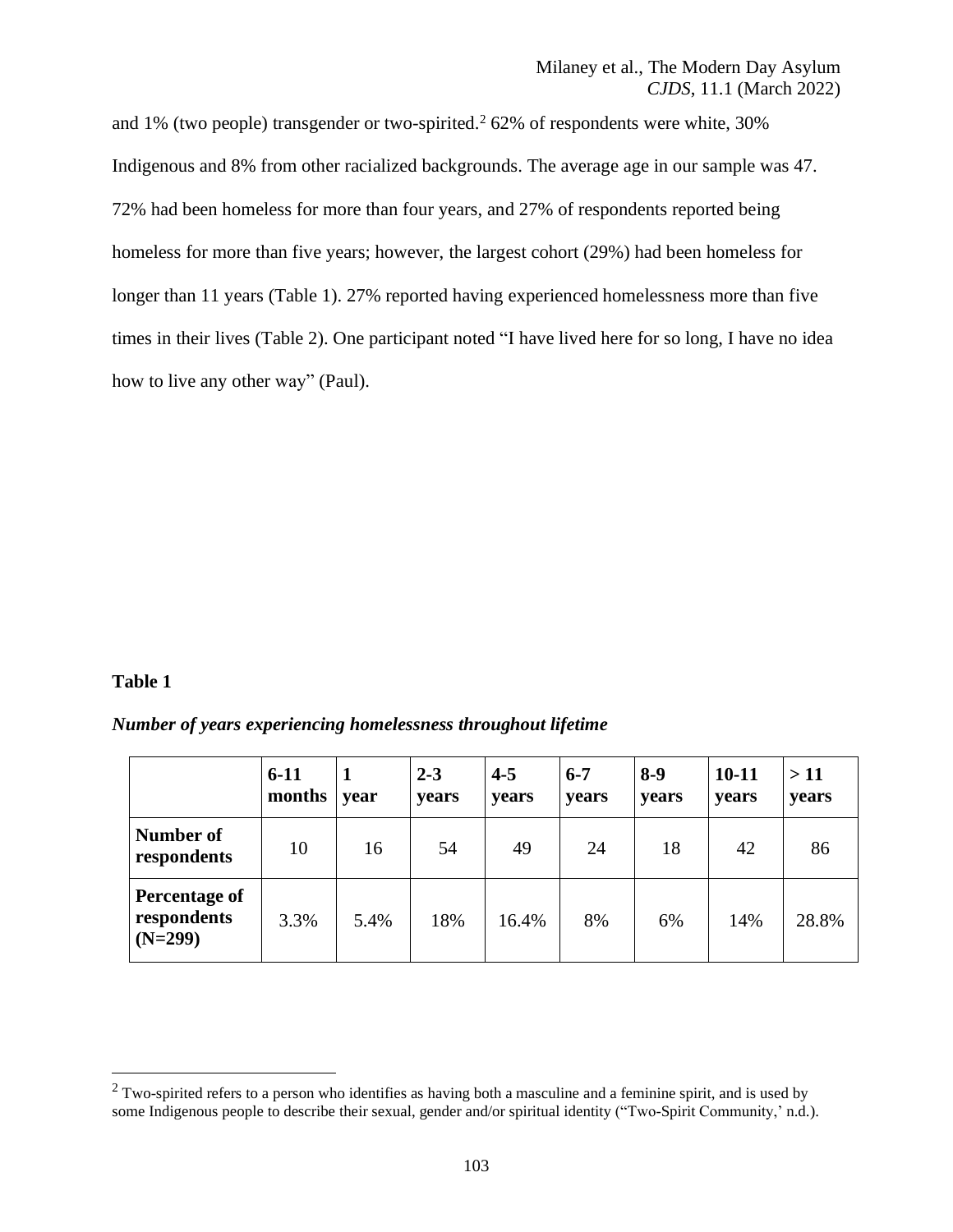and 1% (two people) transgender or two-spirited.[2] 62% of respondents were white, 30% Indigenous and 8% from other racialized backgrounds. The average age in our sample was 47. 72% had been homeless for more than four years, and 27% of respondents reported being homeless for more than five years; however, the largest cohort (29%) had been homeless for longer than 11 years (Table 1). 27% reported having experienced homelessness more than five times in their lives (Table 2). One participant noted "I have lived here for so long, I have no idea how to live any other way" (Paul).

**Table 1**

***Number of years experiencing homelessness throughout lifetime***

| | **6-11 months** | **1 year** | **2-3 years** | **4-5 years** | **6-7 years** | **8-9 years** | **10-11 years** | **> 11 years** |
|---|---|---|---|---|---|---|---|---|
| **Number of respondents** | 10 | 16 | 54 | 49 | 24 | 18 | 42 | 86 |
| **Percentage of respondents (N=299)** | 3.3% | 5.4% | 18% | 16.4% | 8% | 6% | 14% | 28.8% |

[2] Two-spirited refers to a person who identifies as having both a masculine and a feminine spirit, and is used by some Indigenous people to describe their sexual, gender and/or spiritual identity ("Two-Spirit Community,' n.d.).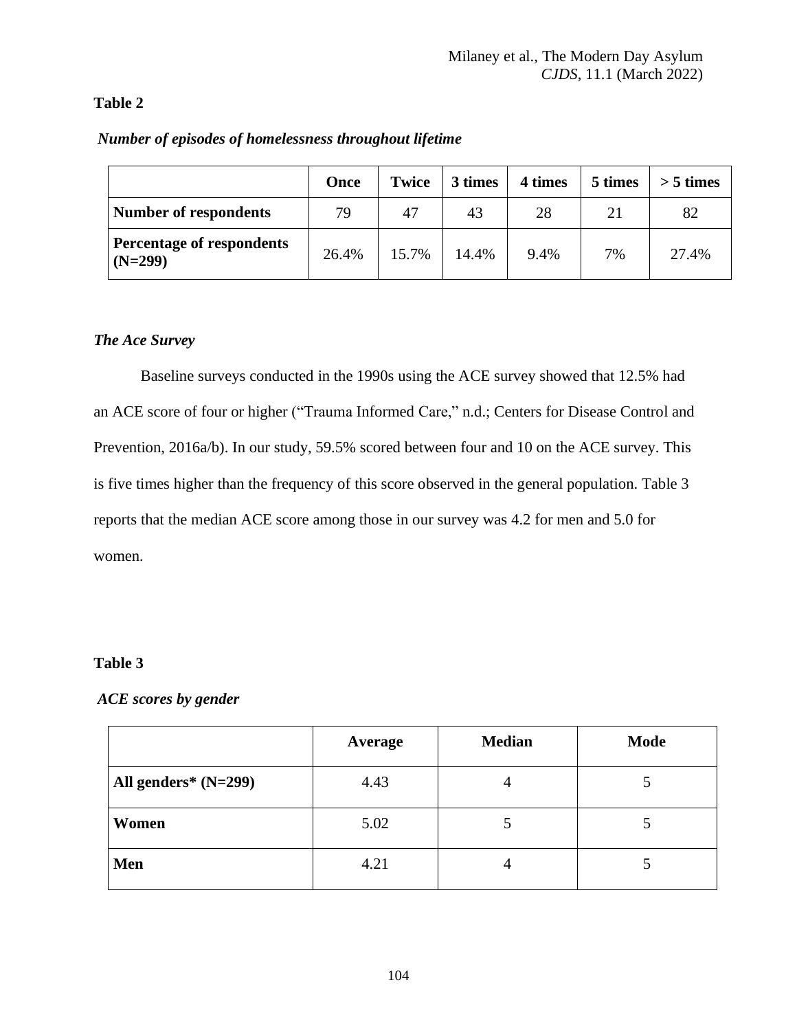**Table 2**

*Number of episodes of homelessness throughout lifetime*

| | Once | Twice | 3 times | 4 times | 5 times | > 5 times |
|---|---|---|---|---|---|---|
| **Number of respondents** | 79 | 47 | 43 | 28 | 21 | 82 |
| **Percentage of respondents (N=299)** | 26.4% | 15.7% | 14.4% | 9.4% | 7% | 27.4% |

### *The Ace Survey*

Baseline surveys conducted in the 1990s using the ACE survey showed that 12.5% had an ACE score of four or higher ("Trauma Informed Care," n.d.; Centers for Disease Control and Prevention, 2016a/b). In our study, 59.5% scored between four and 10 on the ACE survey. This is five times higher than the frequency of this score observed in the general population. Table 3 reports that the median ACE score among those in our survey was 4.2 for men and 5.0 for women.

**Table 3**

*ACE scores by gender*

| | Average | Median | Mode |
|---|---|---|---|
| **All genders* (N=299)** | 4.43 | 4 | 5 |
| **Women** | 5.02 | 5 | 5 |
| **Men** | 4.21 | 4 | 5 |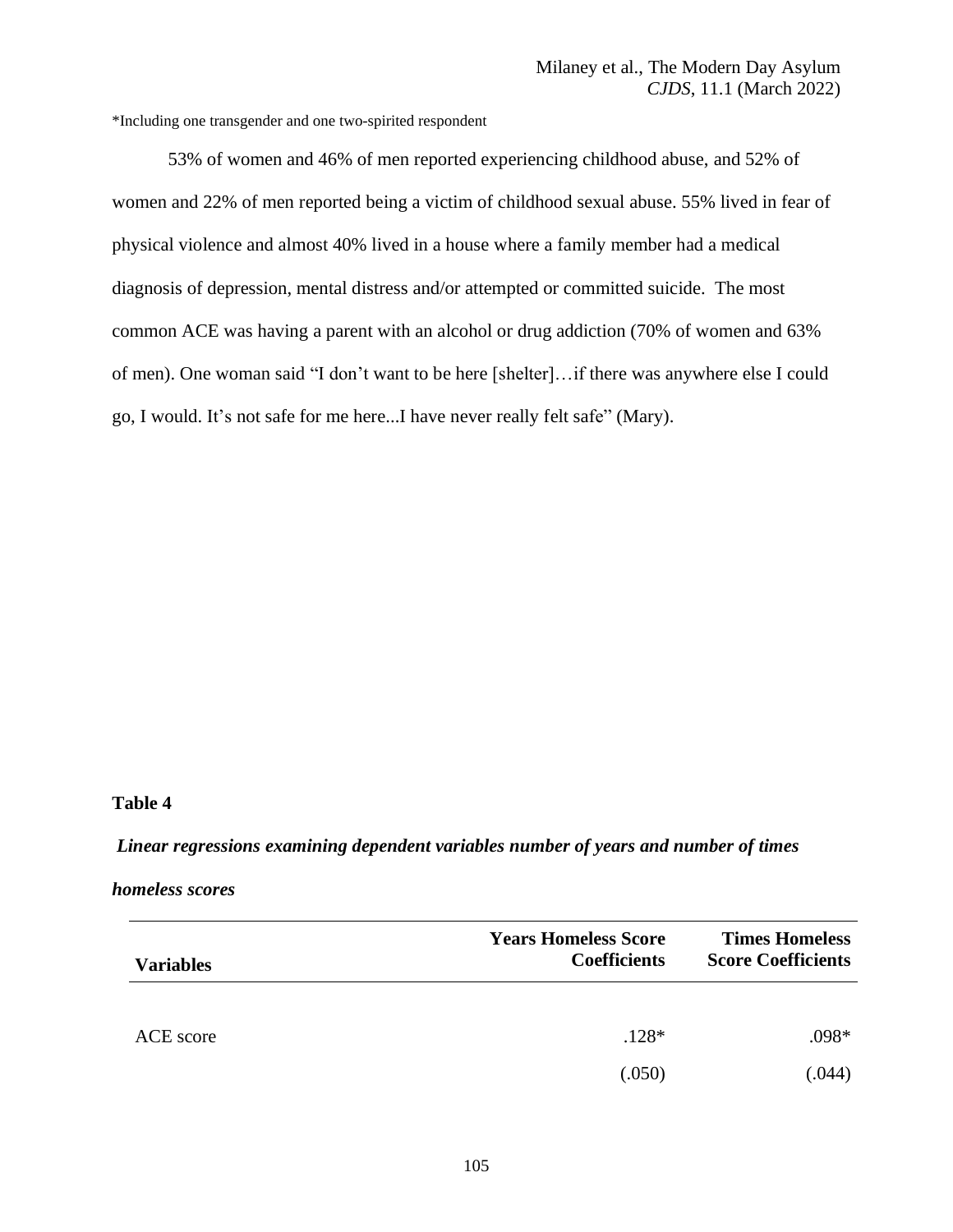*Including one transgender and one two-spirited respondent

53% of women and 46% of men reported experiencing childhood abuse, and 52% of women and 22% of men reported being a victim of childhood sexual abuse. 55% lived in fear of physical violence and almost 40% lived in a house where a family member had a medical diagnosis of depression, mental distress and/or attempted or committed suicide. The most common ACE was having a parent with an alcohol or drug addiction (70% of women and 63% of men). One woman said "I don't want to be here [shelter]…if there was anywhere else I could go, I would. It's not safe for me here...I have never really felt safe" (Mary).

**Table 4**

***Linear regressions examining dependent variables number of years and number of times homeless scores***

| **Variables** | **Years Homeless Score Coefficients** | **Times Homeless Score Coefficients** |
|---|---|---|
| ACE score | .128* | .098* |
| | (.050) | (.044) |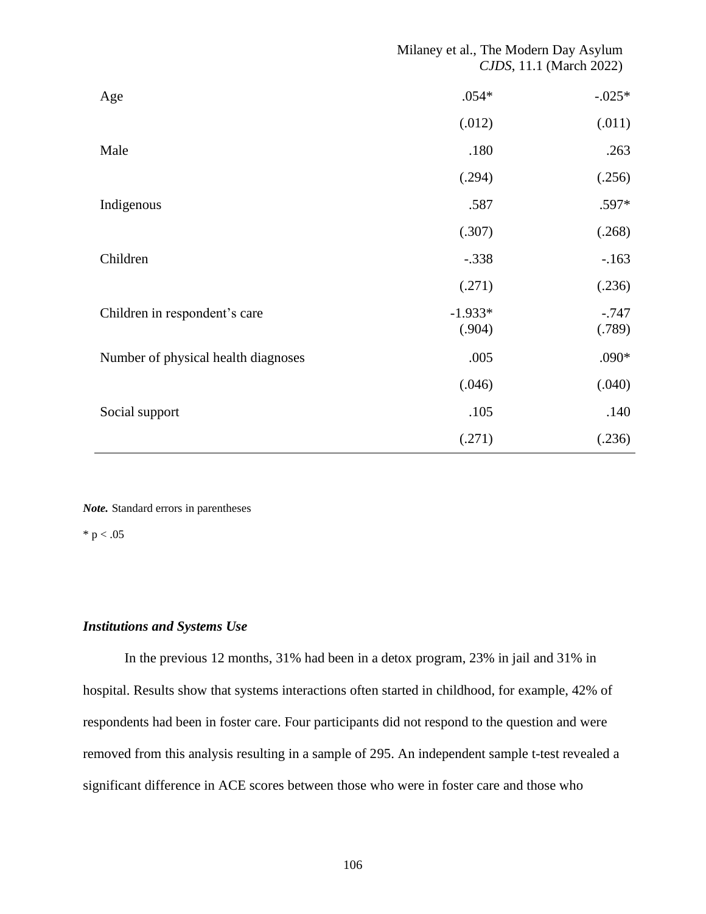| | | |
|---|---|---|
| Age | .054* | -.025* |
| | (.012) | (.011) |
| Male | .180 | .263 |
| | (.294) | (.256) |
| Indigenous | .587 | .597* |
| | (.307) | (.268) |
| Children | -.338 | -.163 |
| | (.271) | (.236) |
| Children in respondent's care | -1.933* | -.747 |
| | (.904) | (.789) |
| Number of physical health diagnoses | .005 | .090* |
| | (.046) | (.040) |
| Social support | .105 | .140 |
| | (.271) | (.236) |

***Note.*** Standard errors in parentheses

* $p < .05$

### *Institutions and Systems Use*

In the previous 12 months, 31% had been in a detox program, 23% in jail and 31% in hospital. Results show that systems interactions often started in childhood, for example, 42% of respondents had been in foster care. Four participants did not respond to the question and were removed from this analysis resulting in a sample of 295. An independent sample t-test revealed a significant difference in ACE scores between those who were in foster care and those who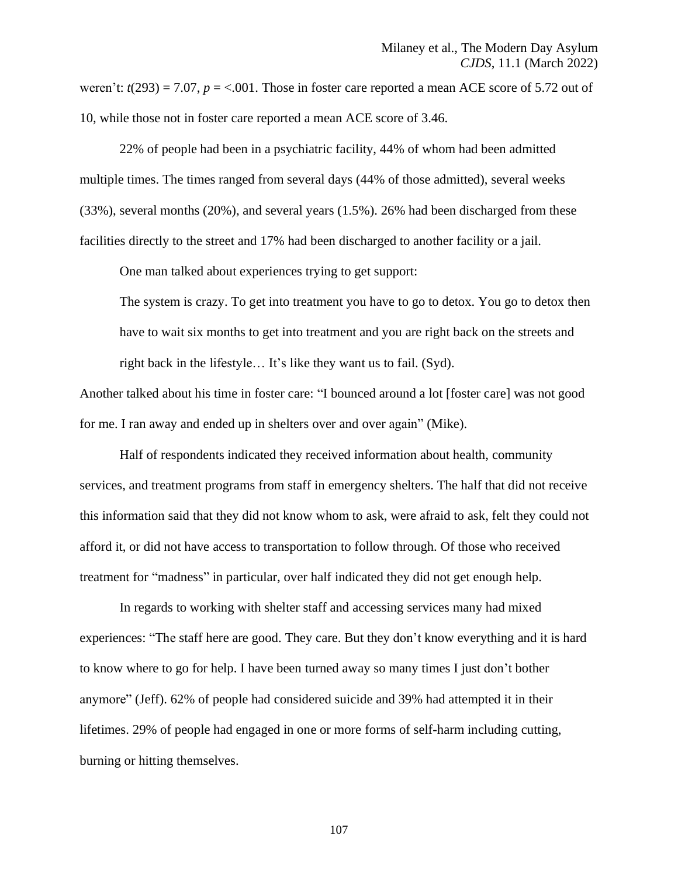weren't: $t(293) = 7.07$, $p = <.001$. Those in foster care reported a mean ACE score of 5.72 out of 10, while those not in foster care reported a mean ACE score of 3.46.

22% of people had been in a psychiatric facility, 44% of whom had been admitted multiple times. The times ranged from several days (44% of those admitted), several weeks (33%), several months (20%), and several years (1.5%). 26% had been discharged from these facilities directly to the street and 17% had been discharged to another facility or a jail.

One man talked about experiences trying to get support:

> The system is crazy. To get into treatment you have to go to detox. You go to detox then have to wait six months to get into treatment and you are right back on the streets and right back in the lifestyle… It's like they want us to fail. (Syd).

Another talked about his time in foster care: "I bounced around a lot [foster care] was not good for me. I ran away and ended up in shelters over and over again" (Mike).

Half of respondents indicated they received information about health, community services, and treatment programs from staff in emergency shelters. The half that did not receive this information said that they did not know whom to ask, were afraid to ask, felt they could not afford it, or did not have access to transportation to follow through. Of those who received treatment for "madness" in particular, over half indicated they did not get enough help.

In regards to working with shelter staff and accessing services many had mixed experiences: "The staff here are good. They care. But they don't know everything and it is hard to know where to go for help. I have been turned away so many times I just don't bother anymore" (Jeff). 62% of people had considered suicide and 39% had attempted it in their lifetimes. 29% of people had engaged in one or more forms of self-harm including cutting, burning or hitting themselves.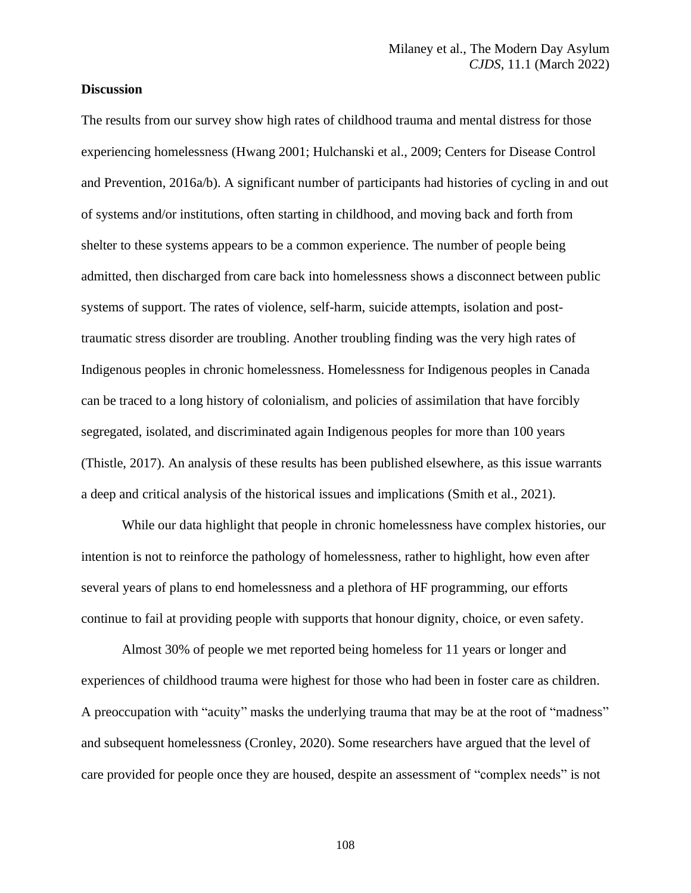**Discussion**

The results from our survey show high rates of childhood trauma and mental distress for those experiencing homelessness (Hwang 2001; Hulchanski et al., 2009; Centers for Disease Control and Prevention, 2016a/b). A significant number of participants had histories of cycling in and out of systems and/or institutions, often starting in childhood, and moving back and forth from shelter to these systems appears to be a common experience. The number of people being admitted, then discharged from care back into homelessness shows a disconnect between public systems of support. The rates of violence, self-harm, suicide attempts, isolation and post-traumatic stress disorder are troubling. Another troubling finding was the very high rates of Indigenous peoples in chronic homelessness. Homelessness for Indigenous peoples in Canada can be traced to a long history of colonialism, and policies of assimilation that have forcibly segregated, isolated, and discriminated again Indigenous peoples for more than 100 years (Thistle, 2017). An analysis of these results has been published elsewhere, as this issue warrants a deep and critical analysis of the historical issues and implications (Smith et al., 2021).

While our data highlight that people in chronic homelessness have complex histories, our intention is not to reinforce the pathology of homelessness, rather to highlight, how even after several years of plans to end homelessness and a plethora of HF programming, our efforts continue to fail at providing people with supports that honour dignity, choice, or even safety.

Almost 30% of people we met reported being homeless for 11 years or longer and experiences of childhood trauma were highest for those who had been in foster care as children. A preoccupation with "acuity" masks the underlying trauma that may be at the root of "madness" and subsequent homelessness (Cronley, 2020). Some researchers have argued that the level of care provided for people once they are housed, despite an assessment of "complex needs" is not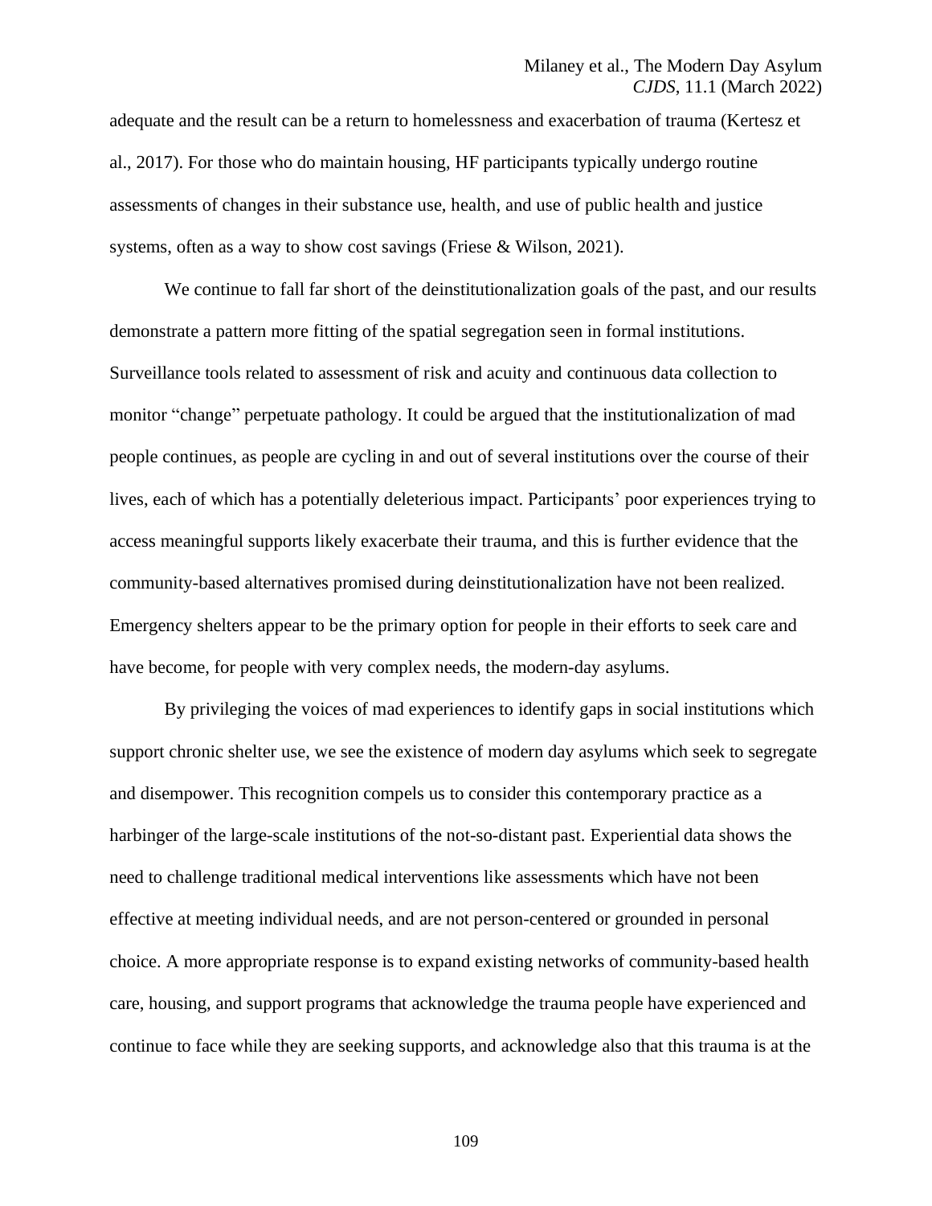adequate and the result can be a return to homelessness and exacerbation of trauma (Kertesz et al., 2017). For those who do maintain housing, HF participants typically undergo routine assessments of changes in their substance use, health, and use of public health and justice systems, often as a way to show cost savings (Friese & Wilson, 2021).

We continue to fall far short of the deinstitutionalization goals of the past, and our results demonstrate a pattern more fitting of the spatial segregation seen in formal institutions. Surveillance tools related to assessment of risk and acuity and continuous data collection to monitor "change" perpetuate pathology. It could be argued that the institutionalization of mad people continues, as people are cycling in and out of several institutions over the course of their lives, each of which has a potentially deleterious impact. Participants' poor experiences trying to access meaningful supports likely exacerbate their trauma, and this is further evidence that the community-based alternatives promised during deinstitutionalization have not been realized. Emergency shelters appear to be the primary option for people in their efforts to seek care and have become, for people with very complex needs, the modern-day asylums.

By privileging the voices of mad experiences to identify gaps in social institutions which support chronic shelter use, we see the existence of modern day asylums which seek to segregate and disempower. This recognition compels us to consider this contemporary practice as a harbinger of the large-scale institutions of the not-so-distant past. Experiential data shows the need to challenge traditional medical interventions like assessments which have not been effective at meeting individual needs, and are not person-centered or grounded in personal choice. A more appropriate response is to expand existing networks of community-based health care, housing, and support programs that acknowledge the trauma people have experienced and continue to face while they are seeking supports, and acknowledge also that this trauma is at the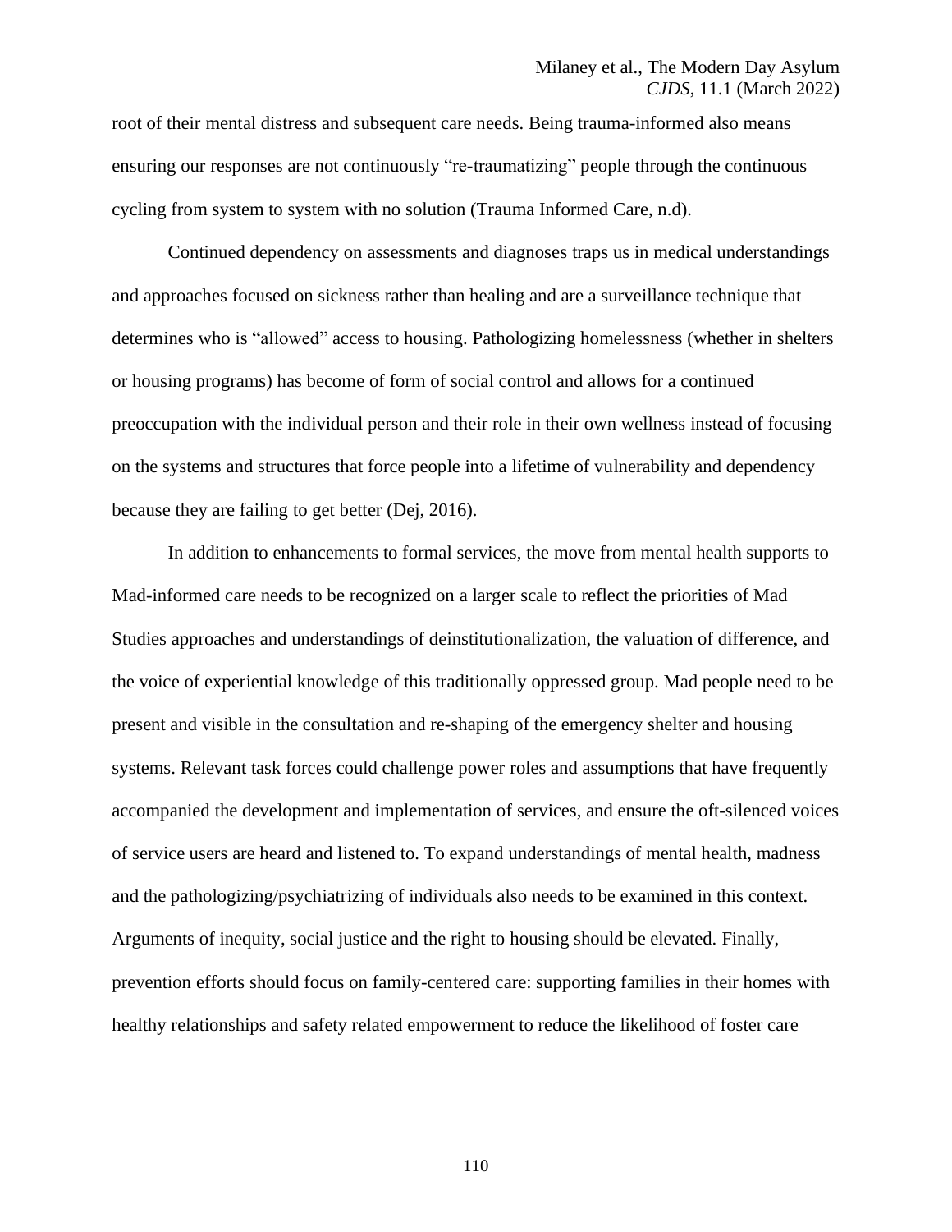root of their mental distress and subsequent care needs. Being trauma-informed also means ensuring our responses are not continuously "re-traumatizing" people through the continuous cycling from system to system with no solution (Trauma Informed Care, n.d).

Continued dependency on assessments and diagnoses traps us in medical understandings and approaches focused on sickness rather than healing and are a surveillance technique that determines who is "allowed" access to housing. Pathologizing homelessness (whether in shelters or housing programs) has become of form of social control and allows for a continued preoccupation with the individual person and their role in their own wellness instead of focusing on the systems and structures that force people into a lifetime of vulnerability and dependency because they are failing to get better (Dej, 2016).

In addition to enhancements to formal services, the move from mental health supports to Mad-informed care needs to be recognized on a larger scale to reflect the priorities of Mad Studies approaches and understandings of deinstitutionalization, the valuation of difference, and the voice of experiential knowledge of this traditionally oppressed group. Mad people need to be present and visible in the consultation and re-shaping of the emergency shelter and housing systems. Relevant task forces could challenge power roles and assumptions that have frequently accompanied the development and implementation of services, and ensure the oft-silenced voices of service users are heard and listened to. To expand understandings of mental health, madness and the pathologizing/psychiatrizing of individuals also needs to be examined in this context. Arguments of inequity, social justice and the right to housing should be elevated. Finally, prevention efforts should focus on family-centered care: supporting families in their homes with healthy relationships and safety related empowerment to reduce the likelihood of foster care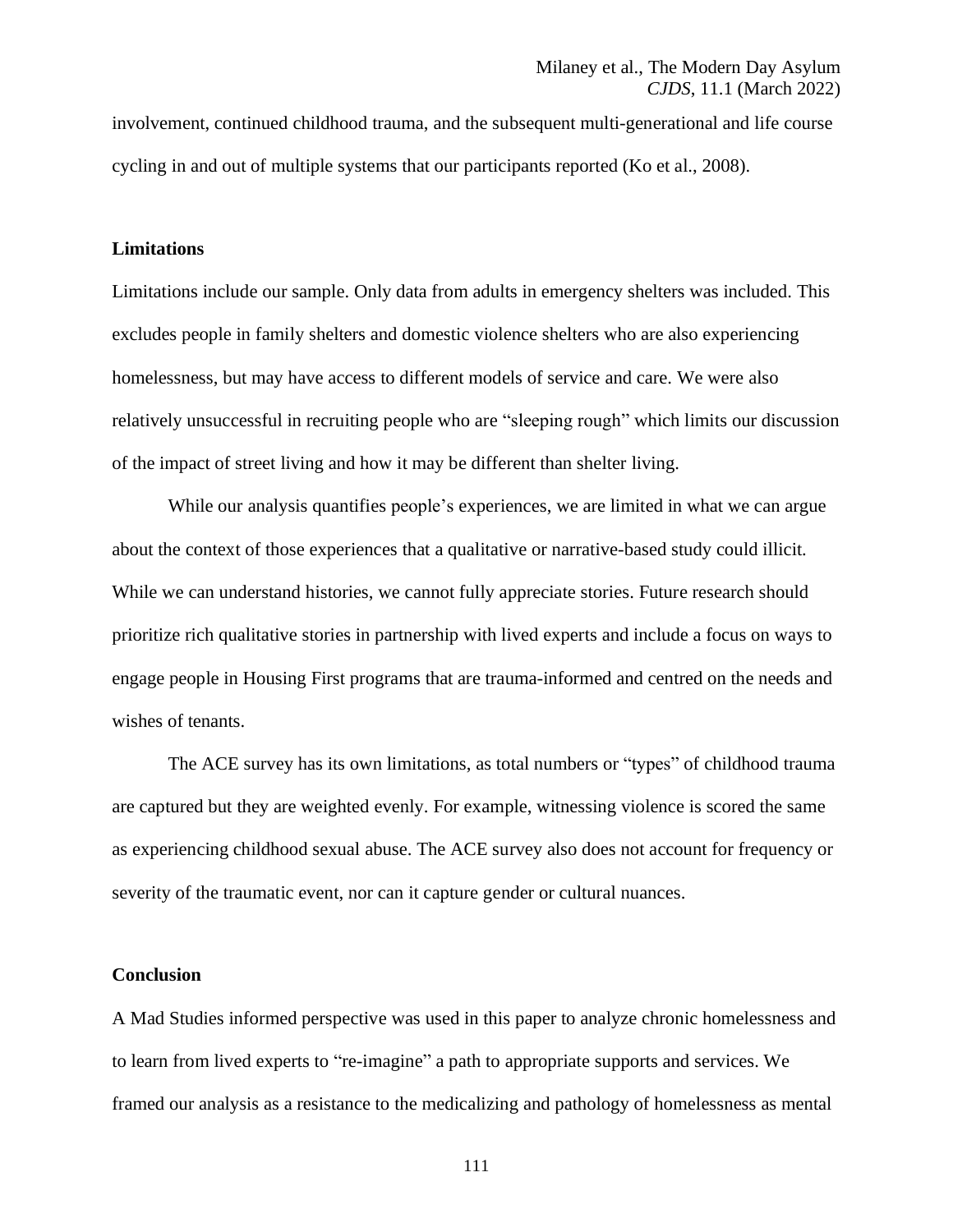involvement, continued childhood trauma, and the subsequent multi-generational and life course cycling in and out of multiple systems that our participants reported (Ko et al., 2008).

### Limitations

Limitations include our sample. Only data from adults in emergency shelters was included. This excludes people in family shelters and domestic violence shelters who are also experiencing homelessness, but may have access to different models of service and care. We were also relatively unsuccessful in recruiting people who are "sleeping rough" which limits our discussion of the impact of street living and how it may be different than shelter living.

While our analysis quantifies people's experiences, we are limited in what we can argue about the context of those experiences that a qualitative or narrative-based study could illicit. While we can understand histories, we cannot fully appreciate stories. Future research should prioritize rich qualitative stories in partnership with lived experts and include a focus on ways to engage people in Housing First programs that are trauma-informed and centred on the needs and wishes of tenants.

The ACE survey has its own limitations, as total numbers or "types" of childhood trauma are captured but they are weighted evenly. For example, witnessing violence is scored the same as experiencing childhood sexual abuse. The ACE survey also does not account for frequency or severity of the traumatic event, nor can it capture gender or cultural nuances.

### Conclusion

A Mad Studies informed perspective was used in this paper to analyze chronic homelessness and to learn from lived experts to "re-imagine" a path to appropriate supports and services. We framed our analysis as a resistance to the medicalizing and pathology of homelessness as mental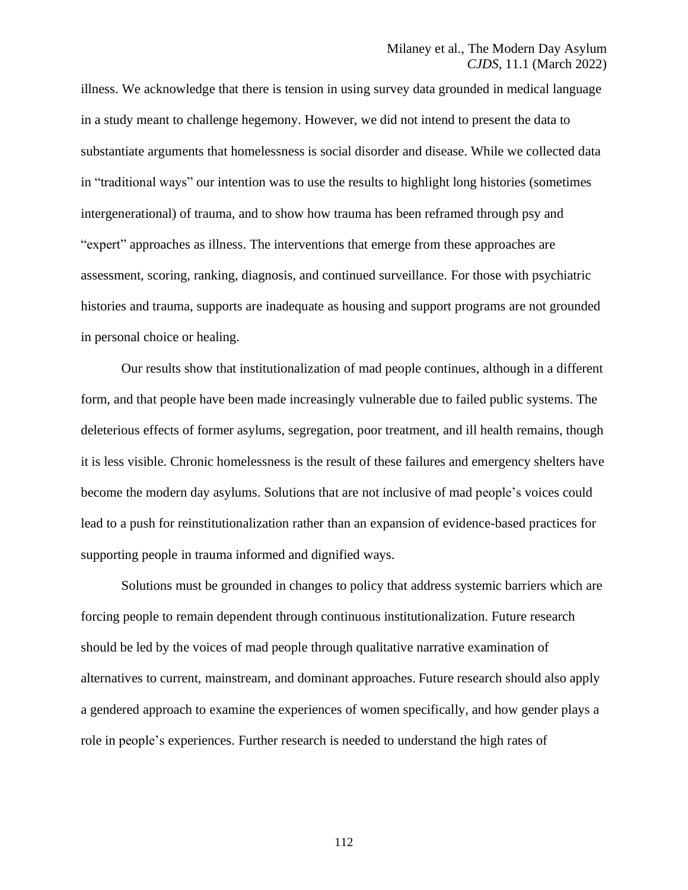illness. We acknowledge that there is tension in using survey data grounded in medical language in a study meant to challenge hegemony. However, we did not intend to present the data to substantiate arguments that homelessness is social disorder and disease. While we collected data in "traditional ways" our intention was to use the results to highlight long histories (sometimes intergenerational) of trauma, and to show how trauma has been reframed through psy and "expert" approaches as illness. The interventions that emerge from these approaches are assessment, scoring, ranking, diagnosis, and continued surveillance. For those with psychiatric histories and trauma, supports are inadequate as housing and support programs are not grounded in personal choice or healing.

Our results show that institutionalization of mad people continues, although in a different form, and that people have been made increasingly vulnerable due to failed public systems. The deleterious effects of former asylums, segregation, poor treatment, and ill health remains, though it is less visible. Chronic homelessness is the result of these failures and emergency shelters have become the modern day asylums. Solutions that are not inclusive of mad people's voices could lead to a push for reinstitutionalization rather than an expansion of evidence-based practices for supporting people in trauma informed and dignified ways.

Solutions must be grounded in changes to policy that address systemic barriers which are forcing people to remain dependent through continuous institutionalization. Future research should be led by the voices of mad people through qualitative narrative examination of alternatives to current, mainstream, and dominant approaches. Future research should also apply a gendered approach to examine the experiences of women specifically, and how gender plays a role in people's experiences. Further research is needed to understand the high rates of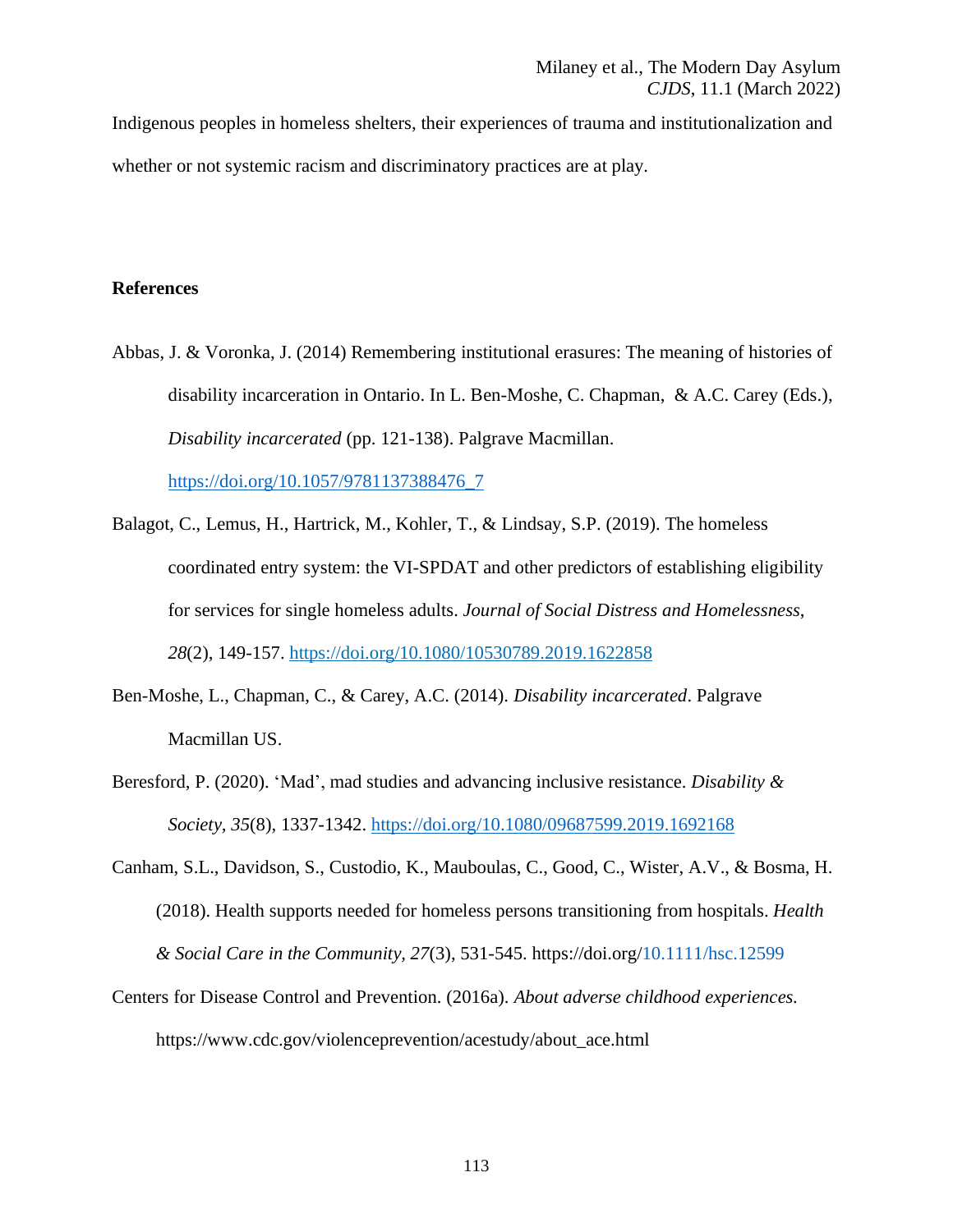Indigenous peoples in homeless shelters, their experiences of trauma and institutionalization and whether or not systemic racism and discriminatory practices are at play.

**References**

Abbas, J. & Voronka, J. (2014) Remembering institutional erasures: The meaning of histories of disability incarceration in Ontario. In L. Ben-Moshe, C. Chapman, & A.C. Carey (Eds.), *Disability incarcerated* (pp. 121-138). Palgrave Macmillan. https://doi.org/10.1057/9781137388476_7

Balagot, C., Lemus, H., Hartrick, M., Kohler, T., & Lindsay, S.P. (2019). The homeless coordinated entry system: the VI-SPDAT and other predictors of establishing eligibility for services for single homeless adults. *Journal of Social Distress and Homelessness*, *28*(2), 149-157. https://doi.org/10.1080/10530789.2019.1622858

Ben-Moshe, L., Chapman, C., & Carey, A.C. (2014). *Disability incarcerated*. Palgrave Macmillan US.

Beresford, P. (2020). 'Mad', mad studies and advancing inclusive resistance. *Disability & Society, 35*(8), 1337-1342. https://doi.org/10.1080/09687599.2019.1692168

Canham, S.L., Davidson, S., Custodio, K., Mauboulas, C., Good, C., Wister, A.V., & Bosma, H. (2018). Health supports needed for homeless persons transitioning from hospitals. *Health & Social Care in the Community, 27*(3), 531-545. https://doi.org/10.1111/hsc.12599

Centers for Disease Control and Prevention. (2016a). *About adverse childhood experiences.* https://www.cdc.gov/violenceprevention/acestudy/about_ace.html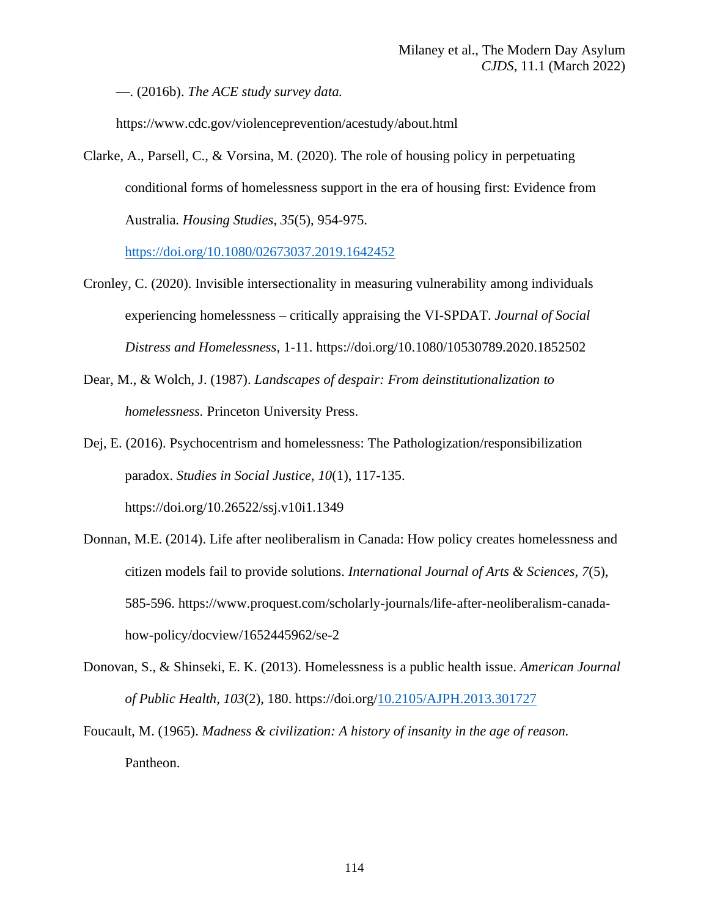—. (2016b). *The ACE study survey data.* https://www.cdc.gov/violenceprevention/acestudy/about.html

Clarke, A., Parsell, C., & Vorsina, M. (2020). The role of housing policy in perpetuating conditional forms of homelessness support in the era of housing first: Evidence from Australia. *Housing Studies, 35*(5), 954-975. https://doi.org/10.1080/02673037.2019.1642452

Cronley, C. (2020). Invisible intersectionality in measuring vulnerability among individuals experiencing homelessness – critically appraising the VI-SPDAT. *Journal of Social Distress and Homelessness,* 1-11. https://doi.org/10.1080/10530789.2020.1852502

Dear, M., & Wolch, J. (1987). *Landscapes of despair: From deinstitutionalization to homelessness.* Princeton University Press.

Dej, E. (2016). Psychocentrism and homelessness: The Pathologization/responsibilization paradox. *Studies in Social Justice, 10*(1), 117-135. https://doi.org/10.26522/ssj.v10i1.1349

Donnan, M.E. (2014). Life after neoliberalism in Canada: How policy creates homelessness and citizen models fail to provide solutions. *International Journal of Arts & Sciences, 7*(5), 585-596. https://www.proquest.com/scholarly-journals/life-after-neoliberalism-canada-how-policy/docview/1652445962/se-2

Donovan, S., & Shinseki, E. K. (2013). Homelessness is a public health issue. *American Journal of Public Health, 103*(2), 180. https://doi.org/10.2105/AJPH.2013.301727

Foucault, M. (1965). *Madness & civilization: A history of insanity in the age of reason.* Pantheon.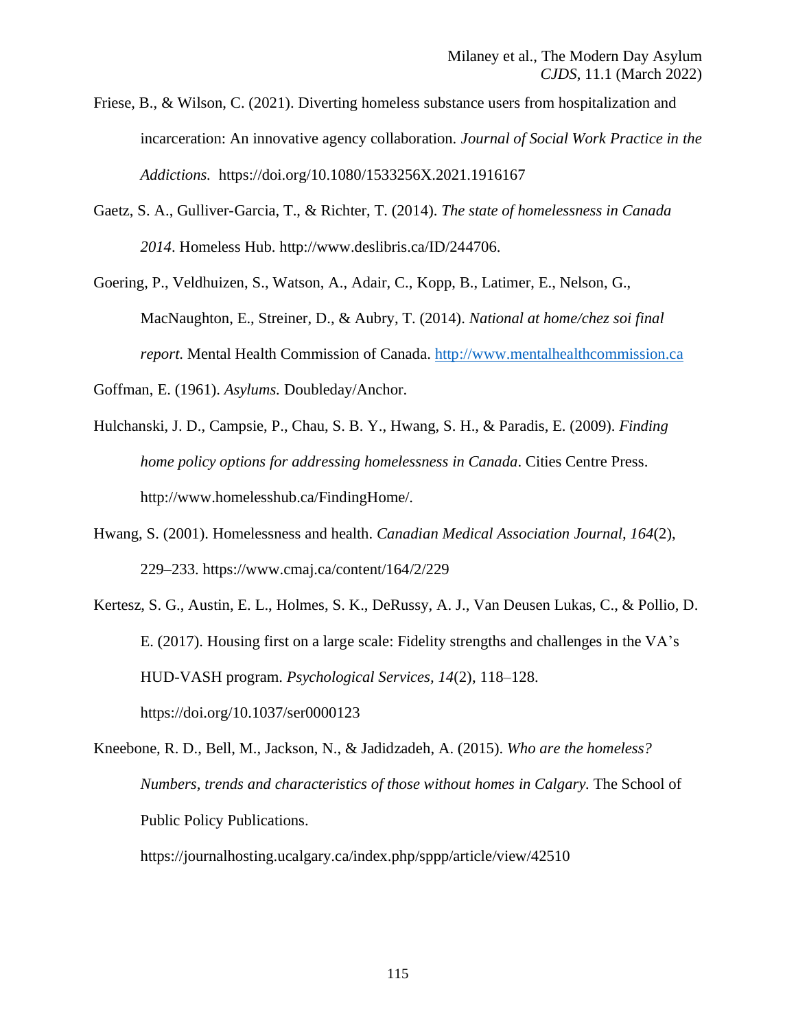Friese, B., & Wilson, C. (2021). Diverting homeless substance users from hospitalization and incarceration: An innovative agency collaboration. *Journal of Social Work Practice in the Addictions.* https://doi.org/10.1080/1533256X.2021.1916167

Gaetz, S. A., Gulliver-Garcia, T., & Richter, T. (2014). *The state of homelessness in Canada 2014*. Homeless Hub. http://www.deslibris.ca/ID/244706.

Goering, P., Veldhuizen, S., Watson, A., Adair, C., Kopp, B., Latimer, E., Nelson, G., MacNaughton, E., Streiner, D., & Aubry, T. (2014). *National at home/chez soi final report.* Mental Health Commission of Canada. http://www.mentalhealthcommission.ca

Goffman, E. (1961). *Asylums.* Doubleday/Anchor.

Hulchanski, J. D., Campsie, P., Chau, S. B. Y., Hwang, S. H., & Paradis, E. (2009). *Finding home policy options for addressing homelessness in Canada*. Cities Centre Press. http://www.homelesshub.ca/FindingHome/.

Hwang, S. (2001). Homelessness and health. *Canadian Medical Association Journal*, *164*(2), 229–233. https://www.cmaj.ca/content/164/2/229

Kertesz, S. G., Austin, E. L., Holmes, S. K., DeRussy, A. J., Van Deusen Lukas, C., & Pollio, D. E. (2017). Housing first on a large scale: Fidelity strengths and challenges in the VA's HUD-VASH program. *Psychological Services*, *14*(2), 118–128. https://doi.org/10.1037/ser0000123

Kneebone, R. D., Bell, M., Jackson, N., & Jadidzadeh, A. (2015). *Who are the homeless? Numbers, trends and characteristics of those without homes in Calgary*. The School of Public Policy Publications. https://journalhosting.ucalgary.ca/index.php/sppp/article/view/42510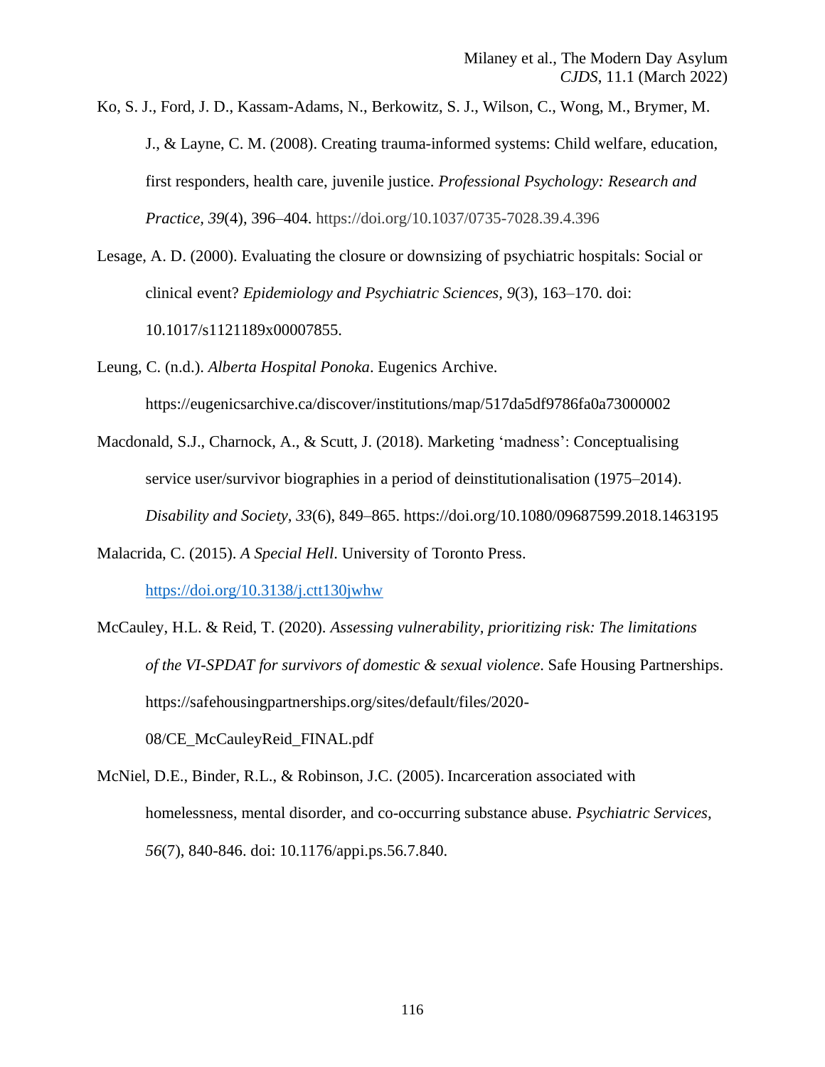Ko, S. J., Ford, J. D., Kassam-Adams, N., Berkowitz, S. J., Wilson, C., Wong, M., Brymer, M. J., & Layne, C. M. (2008). Creating trauma-informed systems: Child welfare, education, first responders, health care, juvenile justice. *Professional Psychology: Research and Practice, 39*(4), 396–404. https://doi.org/10.1037/0735-7028.39.4.396

Lesage, A. D. (2000). Evaluating the closure or downsizing of psychiatric hospitals: Social or clinical event? *Epidemiology and Psychiatric Sciences*, *9*(3), 163–170. doi: 10.1017/s1121189x00007855.

Leung, C. (n.d.). *Alberta Hospital Ponoka*. Eugenics Archive. https://eugenicsarchive.ca/discover/institutions/map/517da5df9786fa0a73000002

Macdonald, S.J., Charnock, A., & Scutt, J. (2018). Marketing 'madness': Conceptualising service user/survivor biographies in a period of deinstitutionalisation (1975–2014). *Disability and Society, 33*(6), 849–865. https://doi.org/10.1080/09687599.2018.1463195

Malacrida, C. (2015). *A Special Hell*. University of Toronto Press. https://doi.org/10.3138/j.ctt130jwhw

McCauley, H.L. & Reid, T. (2020). *Assessing vulnerability, prioritizing risk: The limitations of the VI-SPDAT for survivors of domestic & sexual violence*. Safe Housing Partnerships. https://safehousingpartnerships.org/sites/default/files/2020-08/CE_McCauleyReid_FINAL.pdf

McNiel, D.E., Binder, R.L., & Robinson, J.C. (2005). Incarceration associated with homelessness, mental disorder, and co-occurring substance abuse. *Psychiatric Services, 56*(7), 840-846. doi: 10.1176/appi.ps.56.7.840.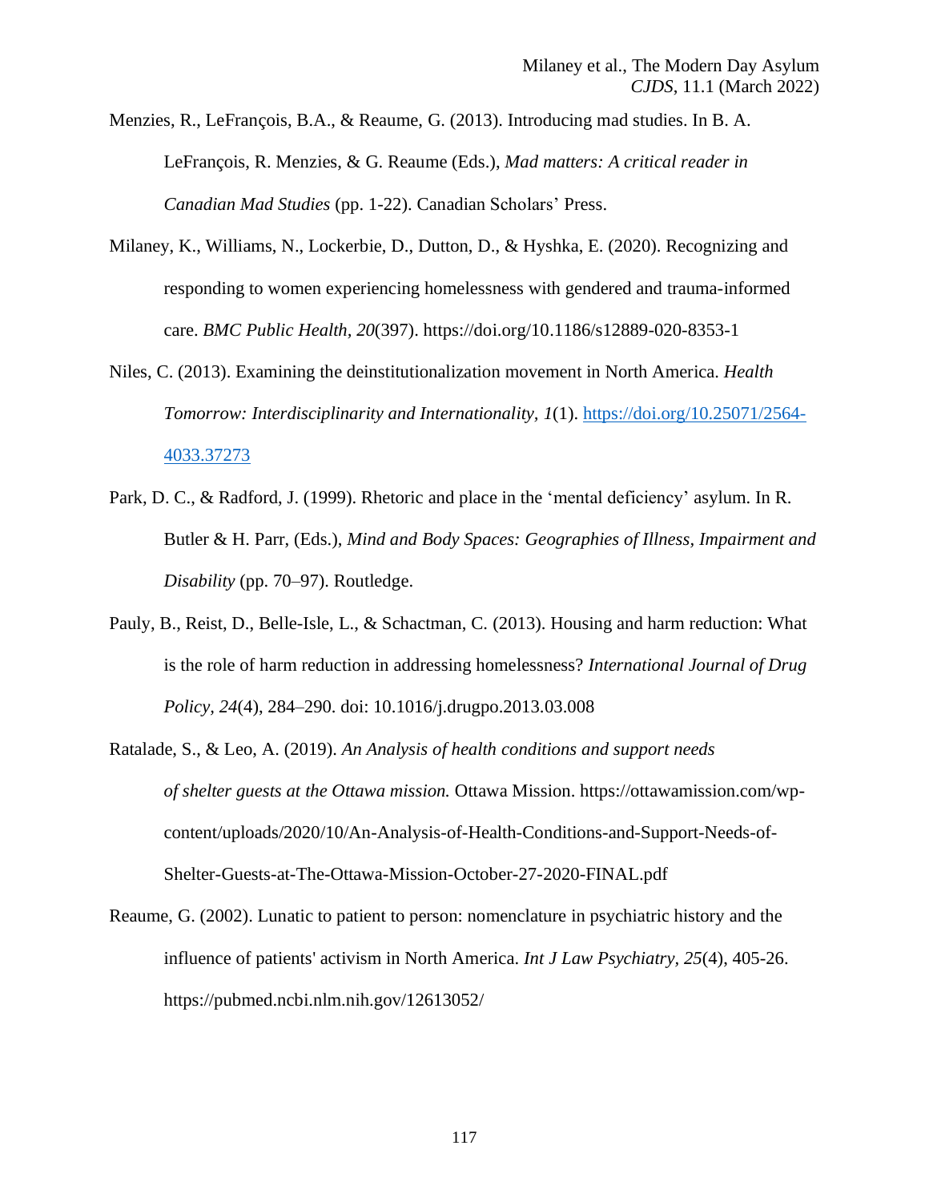Menzies, R., LeFrançois, B.A., & Reaume, G. (2013). Introducing mad studies. In B. A. LeFrançois, R. Menzies, & G. Reaume (Eds.), *Mad matters: A critical reader in Canadian Mad Studies* (pp. 1-22). Canadian Scholars' Press.

Milaney, K., Williams, N., Lockerbie, D., Dutton, D., & Hyshka, E. (2020). Recognizing and responding to women experiencing homelessness with gendered and trauma-informed care. *BMC Public Health, 20*(397). https://doi.org/10.1186/s12889-020-8353-1

Niles, C. (2013). Examining the deinstitutionalization movement in North America. *Health Tomorrow: Interdisciplinarity and Internationality, 1*(1). https://doi.org/10.25071/2564-4033.37273

Park, D. C., & Radford, J. (1999). Rhetoric and place in the 'mental deficiency' asylum. In R. Butler & H. Parr, (Eds.), *Mind and Body Spaces: Geographies of Illness, Impairment and Disability* (pp. 70–97). Routledge.

Pauly, B., Reist, D., Belle-Isle, L., & Schactman, C. (2013). Housing and harm reduction: What is the role of harm reduction in addressing homelessness? *International Journal of Drug Policy, 24*(4), 284–290. doi: 10.1016/j.drugpo.2013.03.008

Ratalade, S., & Leo, A. (2019). *An Analysis of health conditions and support needs of shelter guests at the Ottawa mission.* Ottawa Mission. https://ottawamission.com/wp-content/uploads/2020/10/An-Analysis-of-Health-Conditions-and-Support-Needs-of-Shelter-Guests-at-The-Ottawa-Mission-October-27-2020-FINAL.pdf

Reaume, G. (2002). Lunatic to patient to person: nomenclature in psychiatric history and the influence of patients' activism in North America. *Int J Law Psychiatry, 25*(4), 405-26. https://pubmed.ncbi.nlm.nih.gov/12613052/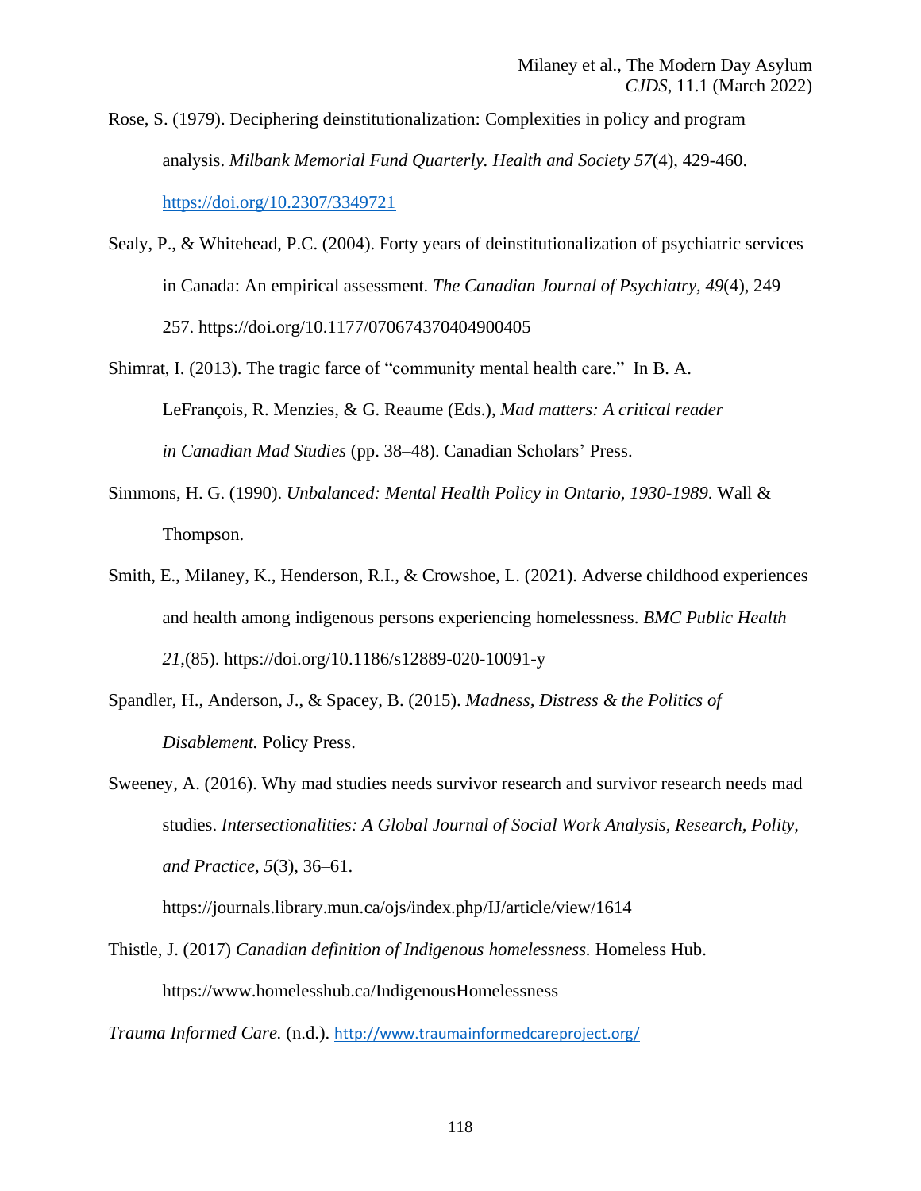Rose, S. (1979). Deciphering deinstitutionalization: Complexities in policy and program analysis. *Milbank Memorial Fund Quarterly. Health and Society 57*(4), 429-460. https://doi.org/10.2307/3349721

Sealy, P., & Whitehead, P.C. (2004). Forty years of deinstitutionalization of psychiatric services in Canada: An empirical assessment. *The Canadian Journal of Psychiatry, 49*(4), 249–257. https://doi.org/10.1177/070674370404900405

Shimrat, I. (2013). The tragic farce of "community mental health care." In B. A. LeFrançois, R. Menzies, & G. Reaume (Eds.), *Mad matters: A critical reader in Canadian Mad Studies* (pp. 38–48). Canadian Scholars' Press.

Simmons, H. G. (1990). *Unbalanced: Mental Health Policy in Ontario, 1930-1989*. Wall & Thompson.

Smith, E., Milaney, K., Henderson, R.I., & Crowshoe, L. (2021). Adverse childhood experiences and health among indigenous persons experiencing homelessness. *BMC Public Health 21*,(85). https://doi.org/10.1186/s12889-020-10091-y

Spandler, H., Anderson, J., & Spacey, B. (2015). *Madness, Distress & the Politics of Disablement.* Policy Press.

Sweeney, A. (2016). Why mad studies needs survivor research and survivor research needs mad studies. *Intersectionalities: A Global Journal of Social Work Analysis, Research, Polity, and Practice, 5*(3), 36–61. https://journals.library.mun.ca/ojs/index.php/IJ/article/view/1614

Thistle, J. (2017) *Canadian definition of Indigenous homelessness.* Homeless Hub. https://www.homelesshub.ca/IndigenousHomelessness

*Trauma Informed Care.* (n.d.). http://www.traumainformedcareproject.org/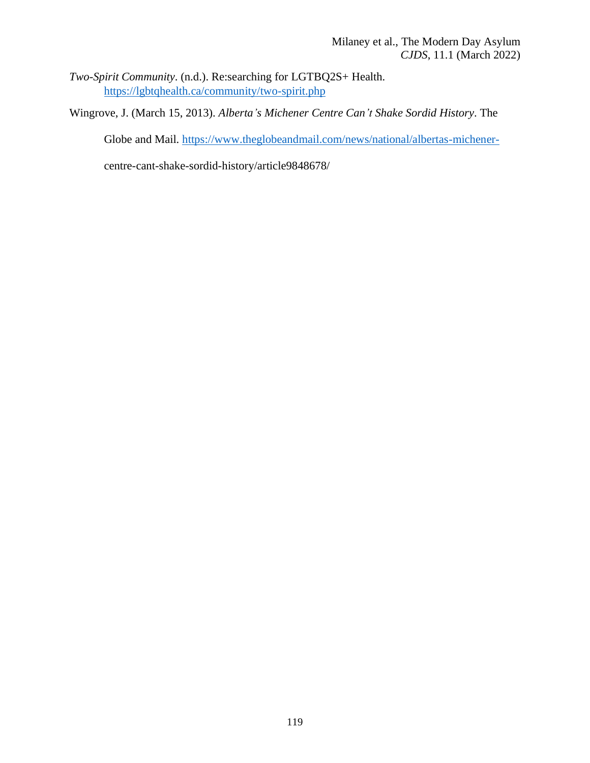*Two-Spirit Community*. (n.d.). Re:searching for LGTBQ2S+ Health. https://lgbtqhealth.ca/community/two-spirit.php

Wingrove, J. (March 15, 2013). *Alberta's Michener Centre Can't Shake Sordid History*. The Globe and Mail. https://www.theglobeandmail.com/news/national/albertas-michener-centre-cant-shake-sordid-history/article9848678/